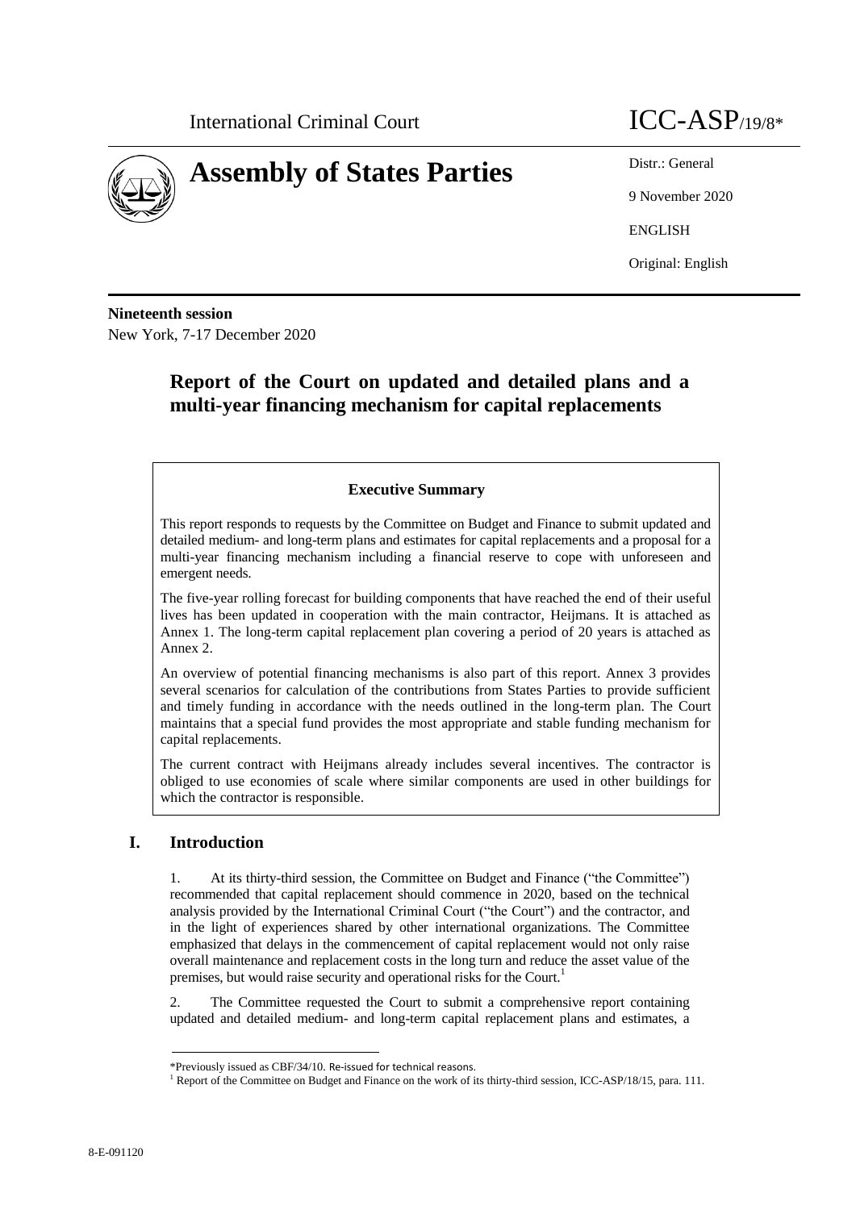International Criminal Court ICC-ASP/19/8*

# Assembly of States Parties

Distr.: General

9 November 2020

ENGLISH

Original: English

**Nineteenth session**
New York, 7-17 December 2020

## Report of the Court on updated and detailed plans and a multi-year financing mechanism for capital replacements

**Executive Summary**

This report responds to requests by the Committee on Budget and Finance to submit updated and detailed medium- and long-term plans and estimates for capital replacements and a proposal for a multi-year financing mechanism including a financial reserve to cope with unforeseen and emergent needs.

The five-year rolling forecast for building components that have reached the end of their useful lives has been updated in cooperation with the main contractor, Heijmans. It is attached as Annex 1. The long-term capital replacement plan covering a period of 20 years is attached as Annex 2.

An overview of potential financing mechanisms is also part of this report. Annex 3 provides several scenarios for calculation of the contributions from States Parties to provide sufficient and timely funding in accordance with the needs outlined in the long-term plan. The Court maintains that a special fund provides the most appropriate and stable funding mechanism for capital replacements.

The current contract with Heijmans already includes several incentives. The contractor is obliged to use economies of scale where similar components are used in other buildings for which the contractor is responsible.

### I. Introduction

1. At its thirty-third session, the Committee on Budget and Finance ("the Committee") recommended that capital replacement should commence in 2020, based on the technical analysis provided by the International Criminal Court ("the Court") and the contractor, and in the light of experiences shared by other international organizations. The Committee emphasized that delays in the commencement of capital replacement would not only raise overall maintenance and replacement costs in the long turn and reduce the asset value of the premises, but would raise security and operational risks for the Court.[1]

2. The Committee requested the Court to submit a comprehensive report containing updated and detailed medium- and long-term capital replacement plans and estimates, a

*Previously issued as CBF/34/10. Re-issued for technical reasons.

[1] Report of the Committee on Budget and Finance on the work of its thirty-third session, ICC-ASP/18/15, para. 111.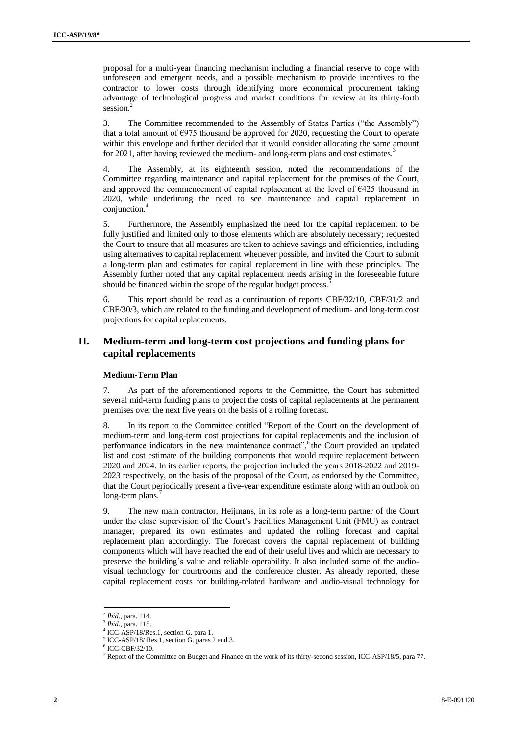proposal for a multi-year financing mechanism including a financial reserve to cope with unforeseen and emergent needs, and a possible mechanism to provide incentives to the contractor to lower costs through identifying more economical procurement taking advantage of technological progress and market conditions for review at its thirty-forth session.[2]

3. The Committee recommended to the Assembly of States Parties ("the Assembly") that a total amount of €975 thousand be approved for 2020, requesting the Court to operate within this envelope and further decided that it would consider allocating the same amount for 2021, after having reviewed the medium- and long-term plans and cost estimates.[3]

4. The Assembly, at its eighteenth session, noted the recommendations of the Committee regarding maintenance and capital replacement for the premises of the Court, and approved the commencement of capital replacement at the level of €425 thousand in 2020, while underlining the need to see maintenance and capital replacement in conjunction.[4]

5. Furthermore, the Assembly emphasized the need for the capital replacement to be fully justified and limited only to those elements which are absolutely necessary; requested the Court to ensure that all measures are taken to achieve savings and efficiencies, including using alternatives to capital replacement whenever possible, and invited the Court to submit a long-term plan and estimates for capital replacement in line with these principles. The Assembly further noted that any capital replacement needs arising in the foreseeable future should be financed within the scope of the regular budget process.[5]

6. This report should be read as a continuation of reports CBF/32/10, CBF/31/2 and CBF/30/3, which are related to the funding and development of medium- and long-term cost projections for capital replacements.

## II. Medium-term and long-term cost projections and funding plans for capital replacements

### Medium-Term Plan

7. As part of the aforementioned reports to the Committee, the Court has submitted several mid-term funding plans to project the costs of capital replacements at the permanent premises over the next five years on the basis of a rolling forecast.

8. In its report to the Committee entitled "Report of the Court on the development of medium-term and long-term cost projections for capital replacements and the inclusion of performance indicators in the new maintenance contract",[6] the Court provided an updated list and cost estimate of the building components that would require replacement between 2020 and 2024. In its earlier reports, the projection included the years 2018-2022 and 2019-2023 respectively, on the basis of the proposal of the Court, as endorsed by the Committee, that the Court periodically present a five-year expenditure estimate along with an outlook on long-term plans.[7]

9. The new main contractor, Heijmans, in its role as a long-term partner of the Court under the close supervision of the Court's Facilities Management Unit (FMU) as contract manager, prepared its own estimates and updated the rolling forecast and capital replacement plan accordingly. The forecast covers the capital replacement of building components which will have reached the end of their useful lives and which are necessary to preserve the building's value and reliable operability. It also included some of the audio-visual technology for courtrooms and the conference cluster. As already reported, these capital replacement costs for building-related hardware and audio-visual technology for

---

[2] *Ibid*., para. 114.
[3] *Ibid*., para. 115.
[4] ICC-ASP/18/Res.1, section G. para 1.
[5] ICC-ASP/18/ Res.1, section G. paras 2 and 3.
[6] ICC-CBF/32/10.
[7] Report of the Committee on Budget and Finance on the work of its thirty-second session, ICC-ASP/18/5, para 77.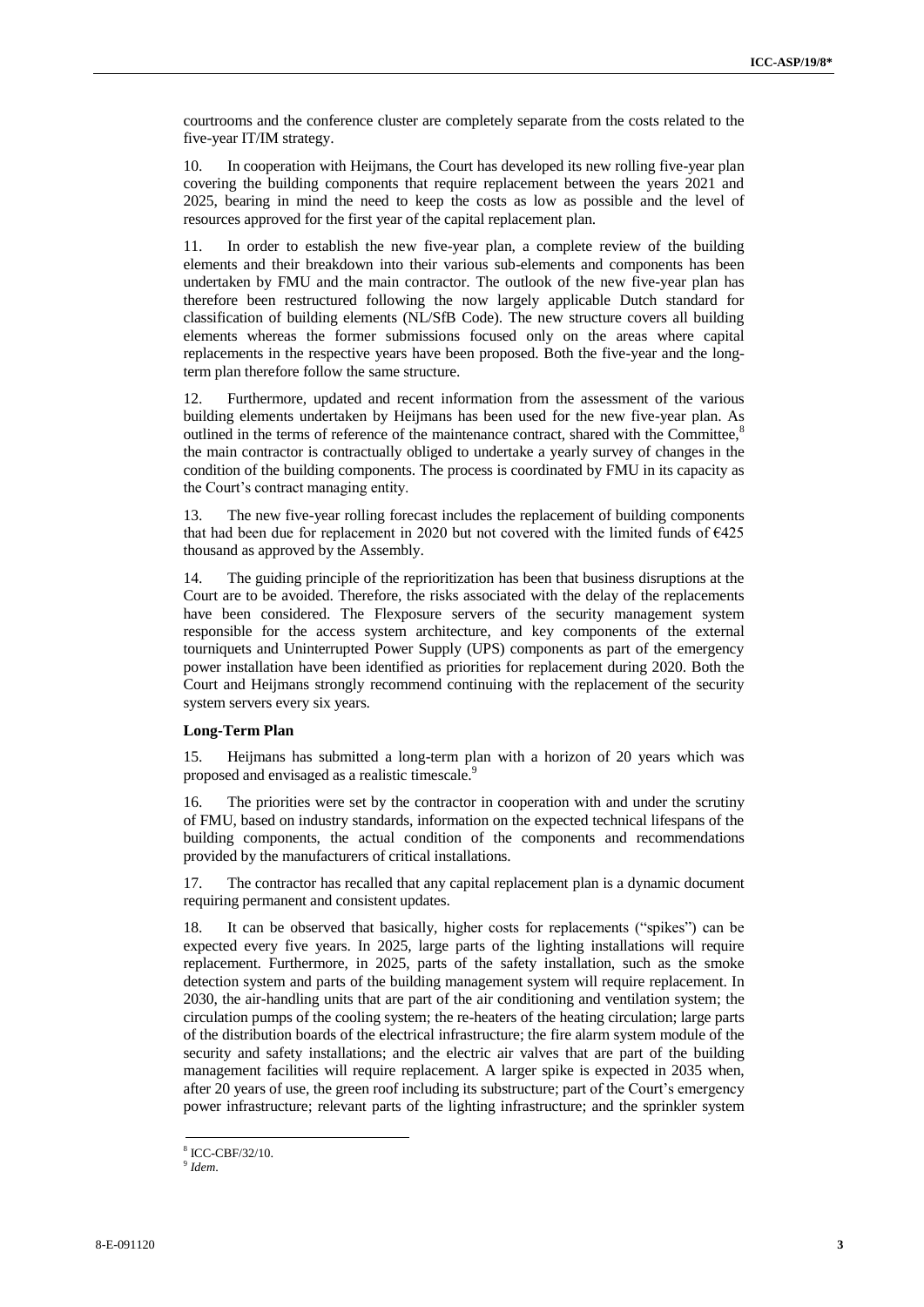courtrooms and the conference cluster are completely separate from the costs related to the five-year IT/IM strategy.

10. In cooperation with Heijmans, the Court has developed its new rolling five-year plan covering the building components that require replacement between the years 2021 and 2025, bearing in mind the need to keep the costs as low as possible and the level of resources approved for the first year of the capital replacement plan.

11. In order to establish the new five-year plan, a complete review of the building elements and their breakdown into their various sub-elements and components has been undertaken by FMU and the main contractor. The outlook of the new five-year plan has therefore been restructured following the now largely applicable Dutch standard for classification of building elements (NL/SfB Code). The new structure covers all building elements whereas the former submissions focused only on the areas where capital replacements in the respective years have been proposed. Both the five-year and the long-term plan therefore follow the same structure.

12. Furthermore, updated and recent information from the assessment of the various building elements undertaken by Heijmans has been used for the new five-year plan. As outlined in the terms of reference of the maintenance contract, shared with the Committee,[8] the main contractor is contractually obliged to undertake a yearly survey of changes in the condition of the building components. The process is coordinated by FMU in its capacity as the Court's contract managing entity.

13. The new five-year rolling forecast includes the replacement of building components that had been due for replacement in 2020 but not covered with the limited funds of €425 thousand as approved by the Assembly.

14. The guiding principle of the reprioritization has been that business disruptions at the Court are to be avoided. Therefore, the risks associated with the delay of the replacements have been considered. The Flexposure servers of the security management system responsible for the access system architecture, and key components of the external tourniquets and Uninterrupted Power Supply (UPS) components as part of the emergency power installation have been identified as priorities for replacement during 2020. Both the Court and Heijmans strongly recommend continuing with the replacement of the security system servers every six years.

### Long-Term Plan

15. Heijmans has submitted a long-term plan with a horizon of 20 years which was proposed and envisaged as a realistic timescale.[9]

16. The priorities were set by the contractor in cooperation with and under the scrutiny of FMU, based on industry standards, information on the expected technical lifespans of the building components, the actual condition of the components and recommendations provided by the manufacturers of critical installations.

17. The contractor has recalled that any capital replacement plan is a dynamic document requiring permanent and consistent updates.

18. It can be observed that basically, higher costs for replacements ("spikes") can be expected every five years. In 2025, large parts of the lighting installations will require replacement. Furthermore, in 2025, parts of the safety installation, such as the smoke detection system and parts of the building management system will require replacement. In 2030, the air-handling units that are part of the air conditioning and ventilation system; the circulation pumps of the cooling system; the re-heaters of the heating circulation; large parts of the distribution boards of the electrical infrastructure; the fire alarm system module of the security and safety installations; and the electric air valves that are part of the building management facilities will require replacement. A larger spike is expected in 2035 when, after 20 years of use, the green roof including its substructure; part of the Court's emergency power infrastructure; relevant parts of the lighting infrastructure; and the sprinkler system

---

[8] ICC-CBF/32/10.

[9] *Idem.*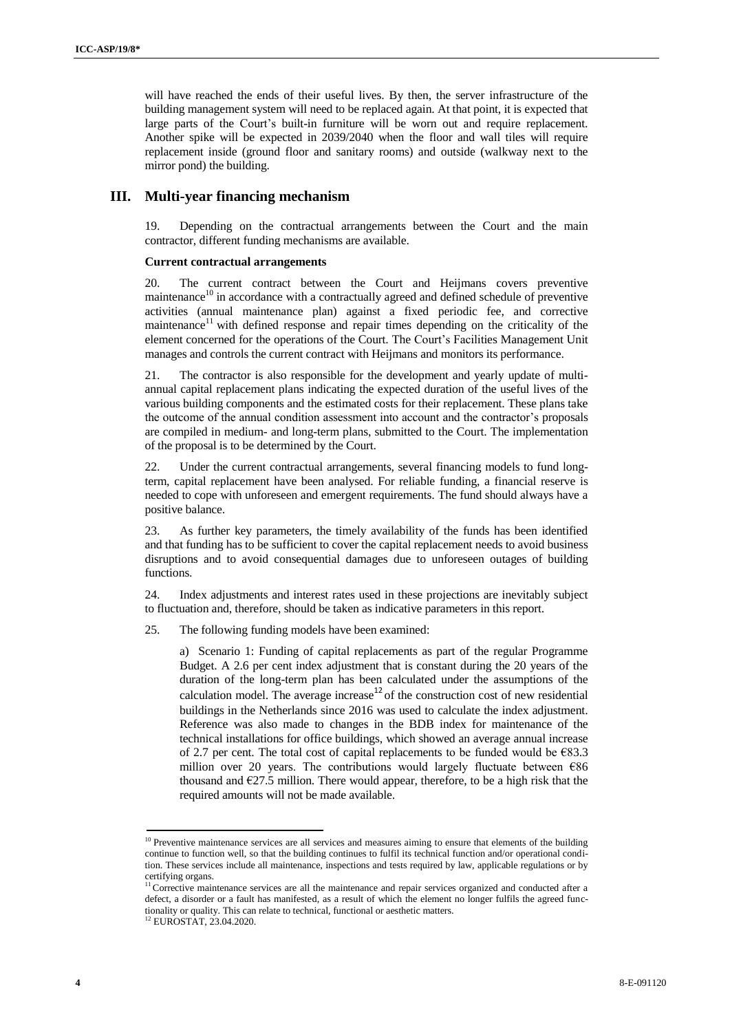will have reached the ends of their useful lives. By then, the server infrastructure of the building management system will need to be replaced again. At that point, it is expected that large parts of the Court's built-in furniture will be worn out and require replacement. Another spike will be expected in 2039/2040 when the floor and wall tiles will require replacement inside (ground floor and sanitary rooms) and outside (walkway next to the mirror pond) the building.

## III. Multi-year financing mechanism

19. Depending on the contractual arrangements between the Court and the main contractor, different funding mechanisms are available.

**Current contractual arrangements**

20. The current contract between the Court and Heijmans covers preventive maintenance[10] in accordance with a contractually agreed and defined schedule of preventive activities (annual maintenance plan) against a fixed periodic fee, and corrective maintenance[11] with defined response and repair times depending on the criticality of the element concerned for the operations of the Court. The Court's Facilities Management Unit manages and controls the current contract with Heijmans and monitors its performance.

21. The contractor is also responsible for the development and yearly update of multi-annual capital replacement plans indicating the expected duration of the useful lives of the various building components and the estimated costs for their replacement. These plans take the outcome of the annual condition assessment into account and the contractor's proposals are compiled in medium- and long-term plans, submitted to the Court. The implementation of the proposal is to be determined by the Court.

22. Under the current contractual arrangements, several financing models to fund long-term, capital replacement have been analysed. For reliable funding, a financial reserve is needed to cope with unforeseen and emergent requirements. The fund should always have a positive balance.

23. As further key parameters, the timely availability of the funds has been identified and that funding has to be sufficient to cover the capital replacement needs to avoid business disruptions and to avoid consequential damages due to unforeseen outages of building functions.

24. Index adjustments and interest rates used in these projections are inevitably subject to fluctuation and, therefore, should be taken as indicative parameters in this report.

25. The following funding models have been examined:

a) Scenario 1: Funding of capital replacements as part of the regular Programme Budget. A 2.6 per cent index adjustment that is constant during the 20 years of the duration of the long-term plan has been calculated under the assumptions of the calculation model. The average increase[12] of the construction cost of new residential buildings in the Netherlands since 2016 was used to calculate the index adjustment. Reference was also made to changes in the BDB index for maintenance of the technical installations for office buildings, which showed an average annual increase of 2.7 per cent. The total cost of capital replacements to be funded would be €83.3 million over 20 years. The contributions would largely fluctuate between €86 thousand and €27.5 million. There would appear, therefore, to be a high risk that the required amounts will not be made available.

---

[10] Preventive maintenance services are all services and measures aiming to ensure that elements of the building continue to function well, so that the building continues to fulfil its technical function and/or operational condition. These services include all maintenance, inspections and tests required by law, applicable regulations or by certifying organs.

[11] Corrective maintenance services are all the maintenance and repair services organized and conducted after a defect, a disorder or a fault has manifested, as a result of which the element no longer fulfils the agreed functionality or quality. This can relate to technical, functional or aesthetic matters.

[12] EUROSTAT, 23.04.2020.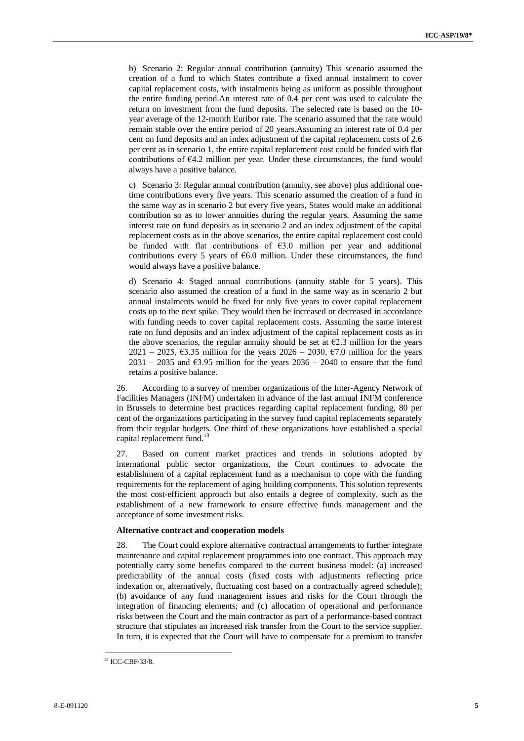b) Scenario 2: Regular annual contribution (annuity) This scenario assumed the creation of a fund to which States contribute a fixed annual instalment to cover capital replacement costs, with instalments being as uniform as possible throughout the entire funding period.An interest rate of 0.4 per cent was used to calculate the return on investment from the fund deposits. The selected rate is based on the 10-year average of the 12-month Euribor rate. The scenario assumed that the rate would remain stable over the entire period of 20 years.Assuming an interest rate of 0.4 per cent on fund deposits and an index adjustment of the capital replacement costs of 2.6 per cent as in scenario 1, the entire capital replacement cost could be funded with flat contributions of €4.2 million per year. Under these circumstances, the fund would always have a positive balance.

c) Scenario 3: Regular annual contribution (annuity, see above) plus additional one-time contributions every five years. This scenario assumed the creation of a fund in the same way as in scenario 2 but every five years, States would make an additional contribution so as to lower annuities during the regular years. Assuming the same interest rate on fund deposits as in scenario 2 and an index adjustment of the capital replacement costs as in the above scenarios, the entire capital replacement cost could be funded with flat contributions of €3.0 million per year and additional contributions every 5 years of €6.0 million. Under these circumstances, the fund would always have a positive balance.

d) Scenario 4: Staged annual contributions (annuity stable for 5 years). This scenario also assumed the creation of a fund in the same way as in scenario 2 but annual instalments would be fixed for only five years to cover capital replacement costs up to the next spike. They would then be increased or decreased in accordance with funding needs to cover capital replacement costs. Assuming the same interest rate on fund deposits and an index adjustment of the capital replacement costs as in the above scenarios, the regular annuity should be set at €2.3 million for the years 2021 – 2025, €3.35 million for the years 2026 – 2030, €7.0 million for the years 2031 – 2035 and €3.95 million for the years 2036 – 2040 to ensure that the fund retains a positive balance.

26. According to a survey of member organizations of the Inter-Agency Network of Facilities Managers (INFM) undertaken in advance of the last annual INFM conference in Brussels to determine best practices regarding capital replacement funding, 80 per cent of the organizations participating in the survey fund capital replacements separately from their regular budgets. One third of these organizations have established a special capital replacement fund.[13]

27. Based on current market practices and trends in solutions adopted by international public sector organizations, the Court continues to advocate the establishment of a capital replacement fund as a mechanism to cope with the funding requirements for the replacement of aging building components. This solution represents the most cost-efficient approach but also entails a degree of complexity, such as the establishment of a new framework to ensure effective funds management and the acceptance of some investment risks.

**Alternative contract and cooperation models**

28. The Court could explore alternative contractual arrangements to further integrate maintenance and capital replacement programmes into one contract. This approach may potentially carry some benefits compared to the current business model: (a) increased predictability of the annual costs (fixed costs with adjustments reflecting price indexation or, alternatively, fluctuating cost based on a contractually agreed schedule); (b) avoidance of any fund management issues and risks for the Court through the integration of financing elements; and (c) allocation of operational and performance risks between the Court and the main contractor as part of a performance-based contract structure that stipulates an increased risk transfer from the Court to the service supplier. In turn, it is expected that the Court will have to compensate for a premium to transfer

[13] ICC-CBF/33/8.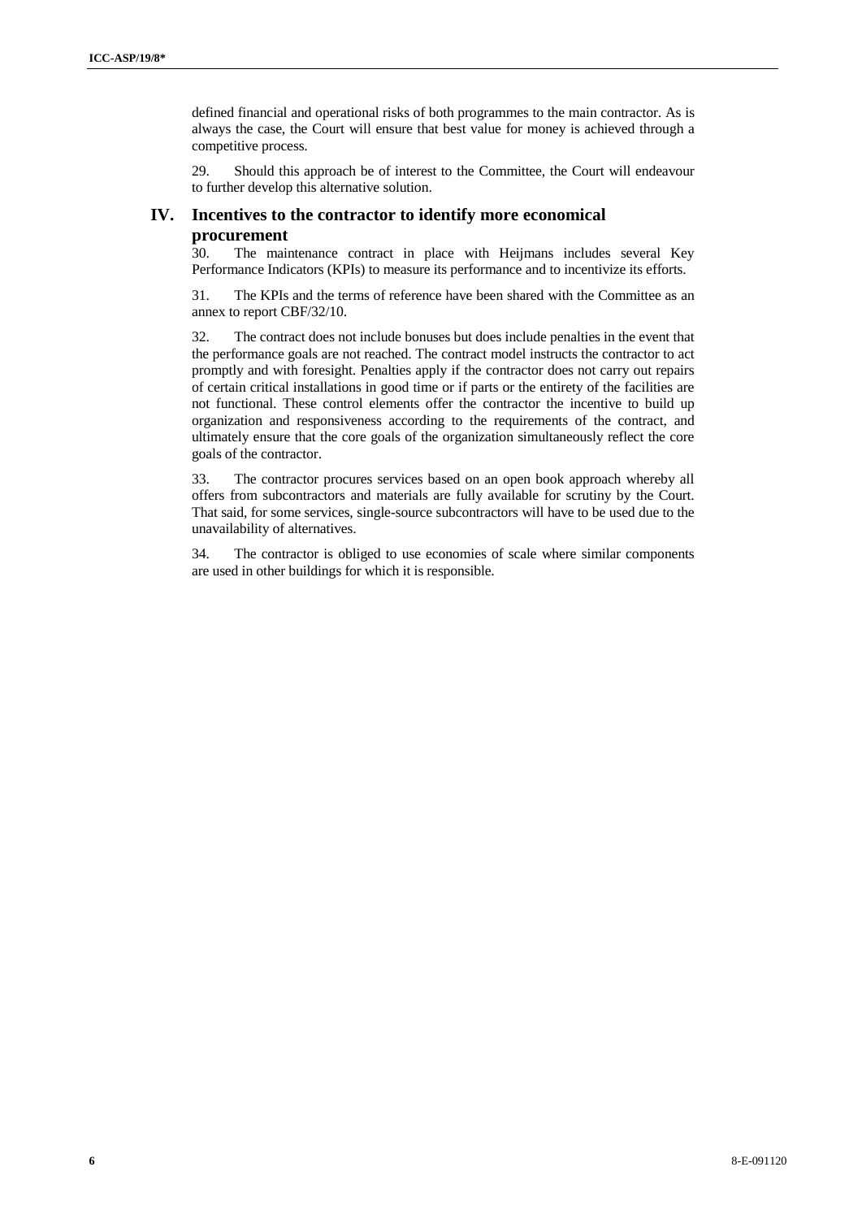defined financial and operational risks of both programmes to the main contractor. As is always the case, the Court will ensure that best value for money is achieved through a competitive process.

29. Should this approach be of interest to the Committee, the Court will endeavour to further develop this alternative solution.

## IV. Incentives to the contractor to identify more economical procurement

30. The maintenance contract in place with Heijmans includes several Key Performance Indicators (KPIs) to measure its performance and to incentivize its efforts.

31. The KPIs and the terms of reference have been shared with the Committee as an annex to report CBF/32/10.

32. The contract does not include bonuses but does include penalties in the event that the performance goals are not reached. The contract model instructs the contractor to act promptly and with foresight. Penalties apply if the contractor does not carry out repairs of certain critical installations in good time or if parts or the entirety of the facilities are not functional. These control elements offer the contractor the incentive to build up organization and responsiveness according to the requirements of the contract, and ultimately ensure that the core goals of the organization simultaneously reflect the core goals of the contractor.

33. The contractor procures services based on an open book approach whereby all offers from subcontractors and materials are fully available for scrutiny by the Court. That said, for some services, single-source subcontractors will have to be used due to the unavailability of alternatives.

34. The contractor is obliged to use economies of scale where similar components are used in other buildings for which it is responsible.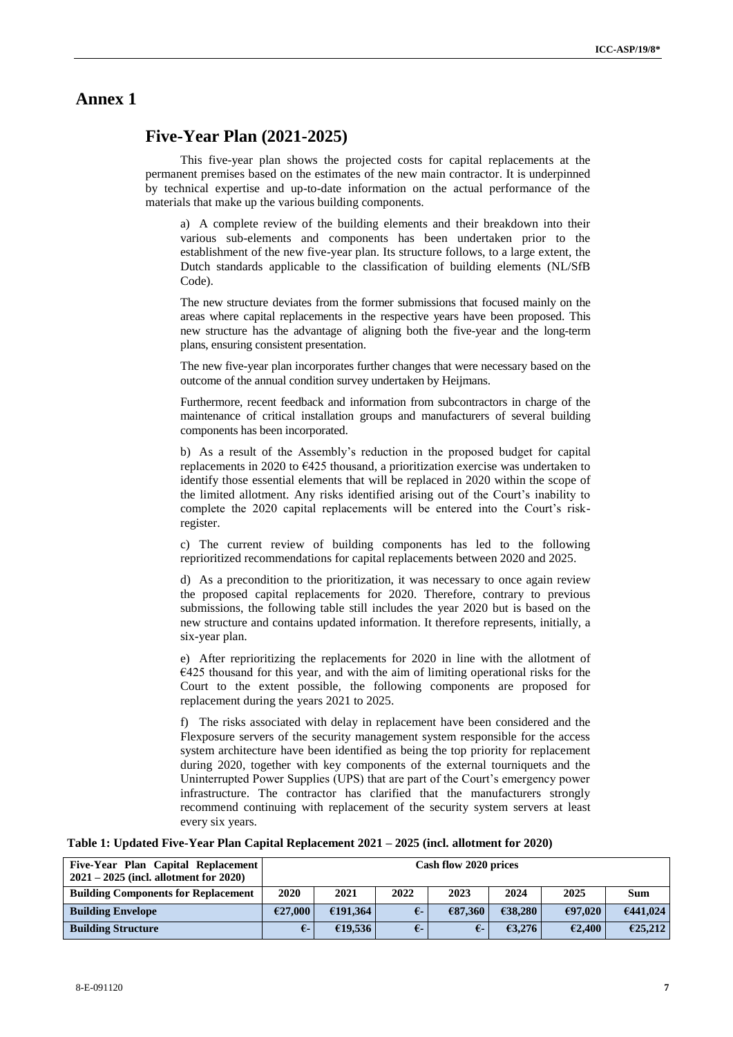# Annex 1

## Five-Year Plan (2021-2025)

This five-year plan shows the projected costs for capital replacements at the permanent premises based on the estimates of the new main contractor. It is underpinned by technical expertise and up-to-date information on the actual performance of the materials that make up the various building components.

a) A complete review of the building elements and their breakdown into their various sub-elements and components has been undertaken prior to the establishment of the new five-year plan. Its structure follows, to a large extent, the Dutch standards applicable to the classification of building elements (NL/SfB Code).

The new structure deviates from the former submissions that focused mainly on the areas where capital replacements in the respective years have been proposed. This new structure has the advantage of aligning both the five-year and the long-term plans, ensuring consistent presentation.

The new five-year plan incorporates further changes that were necessary based on the outcome of the annual condition survey undertaken by Heijmans.

Furthermore, recent feedback and information from subcontractors in charge of the maintenance of critical installation groups and manufacturers of several building components has been incorporated.

b) As a result of the Assembly's reduction in the proposed budget for capital replacements in 2020 to €425 thousand, a prioritization exercise was undertaken to identify those essential elements that will be replaced in 2020 within the scope of the limited allotment. Any risks identified arising out of the Court's inability to complete the 2020 capital replacements will be entered into the Court's risk-register.

c) The current review of building components has led to the following reprioritized recommendations for capital replacements between 2020 and 2025.

d) As a precondition to the prioritization, it was necessary to once again review the proposed capital replacements for 2020. Therefore, contrary to previous submissions, the following table still includes the year 2020 but is based on the new structure and contains updated information. It therefore represents, initially, a six-year plan.

e) After reprioritizing the replacements for 2020 in line with the allotment of €425 thousand for this year, and with the aim of limiting operational risks for the Court to the extent possible, the following components are proposed for replacement during the years 2021 to 2025.

f) The risks associated with delay in replacement have been considered and the Flexposure servers of the security management system responsible for the access system architecture have been identified as being the top priority for replacement during 2020, together with key components of the external tourniquets and the Uninterrupted Power Supplies (UPS) that are part of the Court's emergency power infrastructure. The contractor has clarified that the manufacturers strongly recommend continuing with replacement of the security system servers at least every six years.

**Table 1: Updated Five-Year Plan Capital Replacement 2021 – 2025 (incl. allotment for 2020)**

| Five-Year Plan Capital Replacement 2021 – 2025 (incl. allotment for 2020) | Cash flow 2020 prices | | | | | | |
|---|---|---|---|---|---|---|---|
| **Building Components for Replacement** | **2020** | **2021** | **2022** | **2023** | **2024** | **2025** | **Sum** |
| **Building Envelope** | **€27,000** | **€191,364** | **€-** | **€87,360** | **€38,280** | **€97,020** | **€441,024** |
| **Building Structure** | **€-** | **€19,536** | **€-** | **€-** | **€3,276** | **€2,400** | **€25,212** |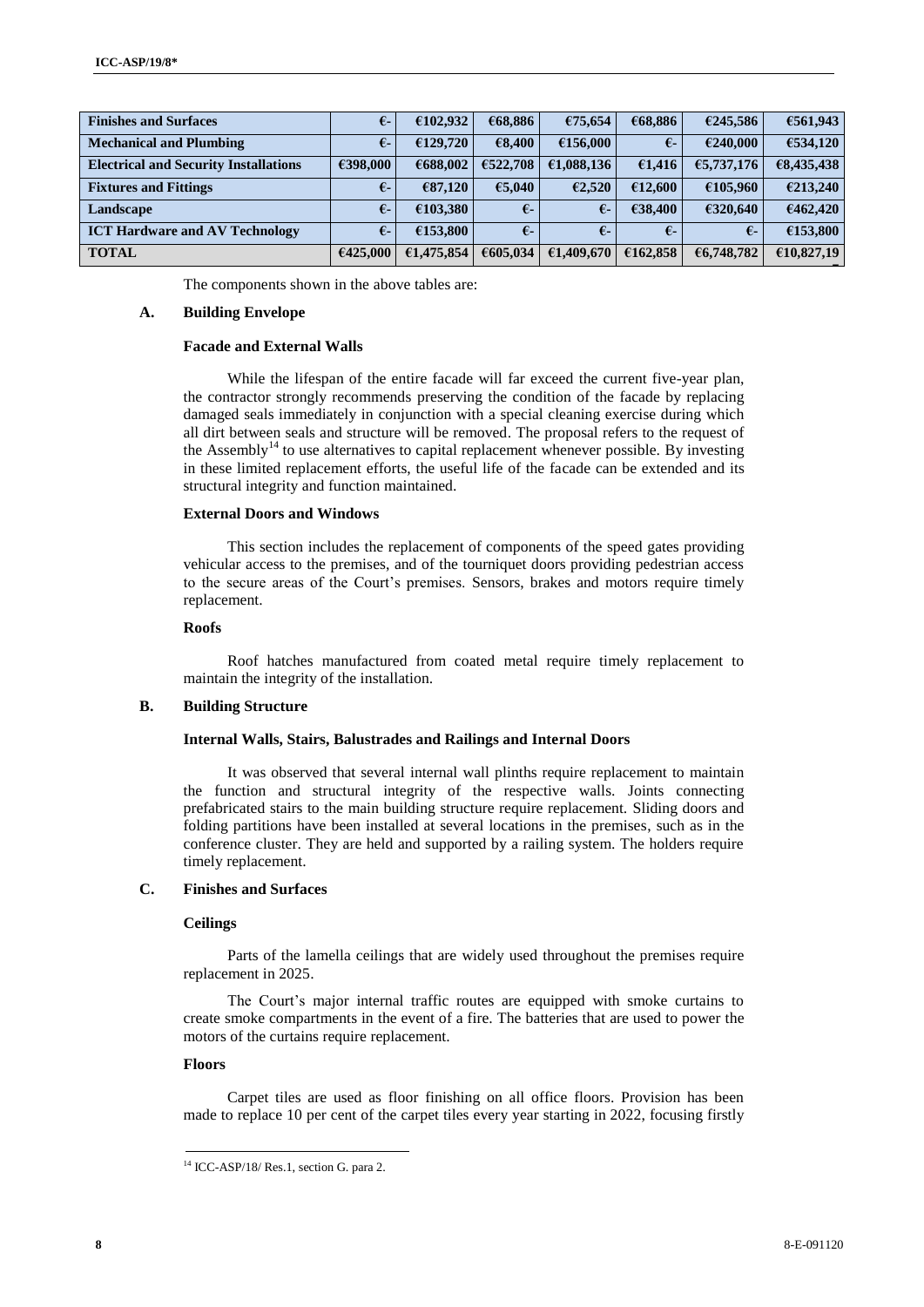| Finishes and Surfaces | €- | €102,932 | €68,886 | €75,654 | €68,886 | €245,586 | €561,943 |
|---|---|---|---|---|---|---|---|
| Mechanical and Plumbing | €- | €129,720 | €8,400 | €156,000 | €- | €240,000 | €534,120 |
| Electrical and Security Installations | €398,000 | €688,002 | €522,708 | €1,088,136 | €1,416 | €5,737,176 | €8,435,438 |
| Fixtures and Fittings | €- | €87,120 | €5,040 | €2,520 | €12,600 | €105,960 | €213,240 |
| Landscape | €- | €103,380 | €- | €- | €38,400 | €320,640 | €462,420 |
| ICT Hardware and AV Technology | €- | €153,800 | €- | €- | €- | €- | €153,800 |
| TOTAL | €425,000 | €1,475,854 | €605,034 | €1,409,670 | €162,858 | €6,748,782 | €10,827,19 |

The components shown in the above tables are:

## A. Building Envelope

### Facade and External Walls

While the lifespan of the entire facade will far exceed the current five-year plan, the contractor strongly recommends preserving the condition of the facade by replacing damaged seals immediately in conjunction with a special cleaning exercise during which all dirt between seals and structure will be removed. The proposal refers to the request of the Assembly[14] to use alternatives to capital replacement whenever possible. By investing in these limited replacement efforts, the useful life of the facade can be extended and its structural integrity and function maintained.

### External Doors and Windows

This section includes the replacement of components of the speed gates providing vehicular access to the premises, and of the tourniquet doors providing pedestrian access to the secure areas of the Court's premises. Sensors, brakes and motors require timely replacement.

### Roofs

Roof hatches manufactured from coated metal require timely replacement to maintain the integrity of the installation.

## B. Building Structure

### Internal Walls, Stairs, Balustrades and Railings and Internal Doors

It was observed that several internal wall plinths require replacement to maintain the function and structural integrity of the respective walls. Joints connecting prefabricated stairs to the main building structure require replacement. Sliding doors and folding partitions have been installed at several locations in the premises, such as in the conference cluster. They are held and supported by a railing system. The holders require timely replacement.

## C. Finishes and Surfaces

### Ceilings

Parts of the lamella ceilings that are widely used throughout the premises require replacement in 2025.

The Court's major internal traffic routes are equipped with smoke curtains to create smoke compartments in the event of a fire. The batteries that are used to power the motors of the curtains require replacement.

### Floors

Carpet tiles are used as floor finishing on all office floors. Provision has been made to replace 10 per cent of the carpet tiles every year starting in 2022, focusing firstly

[14] ICC-ASP/18/ Res.1, section G. para 2.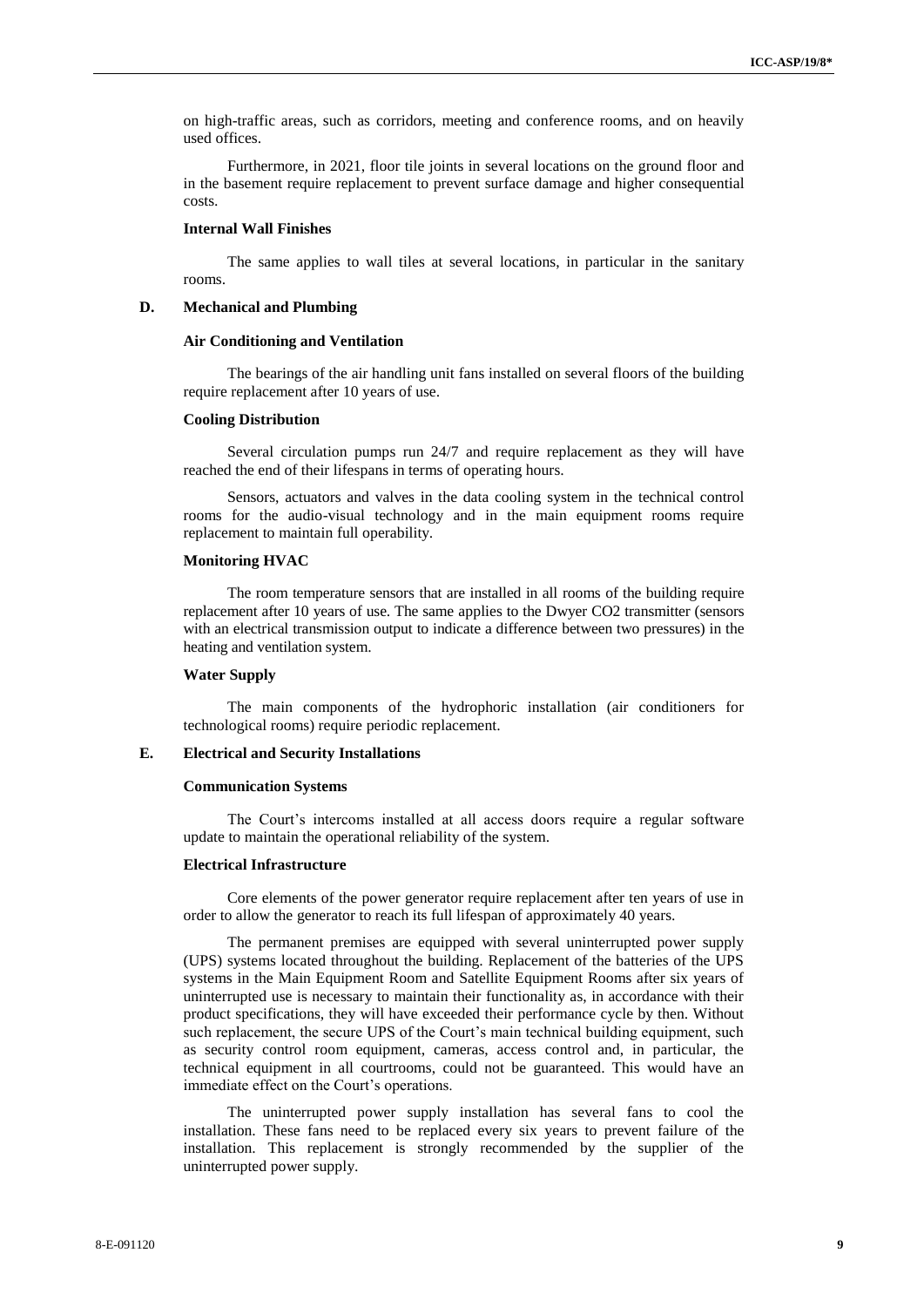on high-traffic areas, such as corridors, meeting and conference rooms, and on heavily used offices.

Furthermore, in 2021, floor tile joints in several locations on the ground floor and in the basement require replacement to prevent surface damage and higher consequential costs.

**Internal Wall Finishes**

The same applies to wall tiles at several locations, in particular in the sanitary rooms.

## D. Mechanical and Plumbing

**Air Conditioning and Ventilation**

The bearings of the air handling unit fans installed on several floors of the building require replacement after 10 years of use.

**Cooling Distribution**

Several circulation pumps run 24/7 and require replacement as they will have reached the end of their lifespans in terms of operating hours.

Sensors, actuators and valves in the data cooling system in the technical control rooms for the audio-visual technology and in the main equipment rooms require replacement to maintain full operability.

**Monitoring HVAC**

The room temperature sensors that are installed in all rooms of the building require replacement after 10 years of use. The same applies to the Dwyer $CO_2$ transmitter (sensors with an electrical transmission output to indicate a difference between two pressures) in the heating and ventilation system.

**Water Supply**

The main components of the hydrophoric installation (air conditioners for technological rooms) require periodic replacement.

## E. Electrical and Security Installations

**Communication Systems**

The Court's intercoms installed at all access doors require a regular software update to maintain the operational reliability of the system.

**Electrical Infrastructure**

Core elements of the power generator require replacement after ten years of use in order to allow the generator to reach its full lifespan of approximately 40 years.

The permanent premises are equipped with several uninterrupted power supply (UPS) systems located throughout the building. Replacement of the batteries of the UPS systems in the Main Equipment Room and Satellite Equipment Rooms after six years of uninterrupted use is necessary to maintain their functionality as, in accordance with their product specifications, they will have exceeded their performance cycle by then. Without such replacement, the secure UPS of the Court's main technical building equipment, such as security control room equipment, cameras, access control and, in particular, the technical equipment in all courtrooms, could not be guaranteed. This would have an immediate effect on the Court's operations.

The uninterrupted power supply installation has several fans to cool the installation. These fans need to be replaced every six years to prevent failure of the installation. This replacement is strongly recommended by the supplier of the uninterrupted power supply.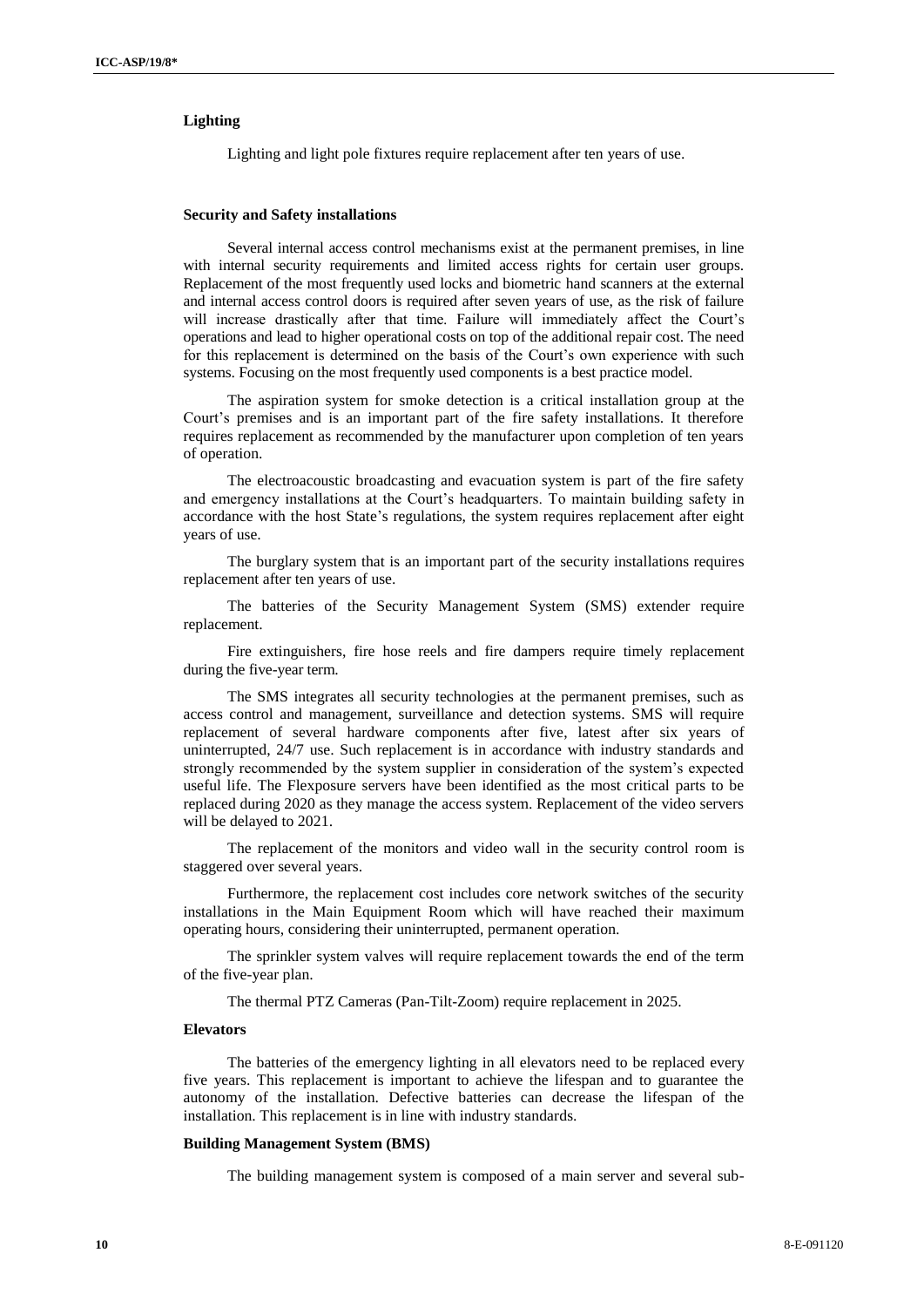**Lighting**

Lighting and light pole fixtures require replacement after ten years of use.

**Security and Safety installations**

Several internal access control mechanisms exist at the permanent premises, in line with internal security requirements and limited access rights for certain user groups. Replacement of the most frequently used locks and biometric hand scanners at the external and internal access control doors is required after seven years of use, as the risk of failure will increase drastically after that time. Failure will immediately affect the Court's operations and lead to higher operational costs on top of the additional repair cost. The need for this replacement is determined on the basis of the Court's own experience with such systems. Focusing on the most frequently used components is a best practice model.

The aspiration system for smoke detection is a critical installation group at the Court's premises and is an important part of the fire safety installations. It therefore requires replacement as recommended by the manufacturer upon completion of ten years of operation.

The electroacoustic broadcasting and evacuation system is part of the fire safety and emergency installations at the Court's headquarters. To maintain building safety in accordance with the host State's regulations, the system requires replacement after eight years of use.

The burglary system that is an important part of the security installations requires replacement after ten years of use.

The batteries of the Security Management System (SMS) extender require replacement.

Fire extinguishers, fire hose reels and fire dampers require timely replacement during the five-year term.

The SMS integrates all security technologies at the permanent premises, such as access control and management, surveillance and detection systems. SMS will require replacement of several hardware components after five, latest after six years of uninterrupted, 24/7 use. Such replacement is in accordance with industry standards and strongly recommended by the system supplier in consideration of the system's expected useful life. The Flexposure servers have been identified as the most critical parts to be replaced during 2020 as they manage the access system. Replacement of the video servers will be delayed to 2021.

The replacement of the monitors and video wall in the security control room is staggered over several years.

Furthermore, the replacement cost includes core network switches of the security installations in the Main Equipment Room which will have reached their maximum operating hours, considering their uninterrupted, permanent operation.

The sprinkler system valves will require replacement towards the end of the term of the five-year plan.

The thermal PTZ Cameras (Pan-Tilt-Zoom) require replacement in 2025.

**Elevators**

The batteries of the emergency lighting in all elevators need to be replaced every five years. This replacement is important to achieve the lifespan and to guarantee the autonomy of the installation. Defective batteries can decrease the lifespan of the installation. This replacement is in line with industry standards.

**Building Management System (BMS)**

The building management system is composed of a main server and several sub-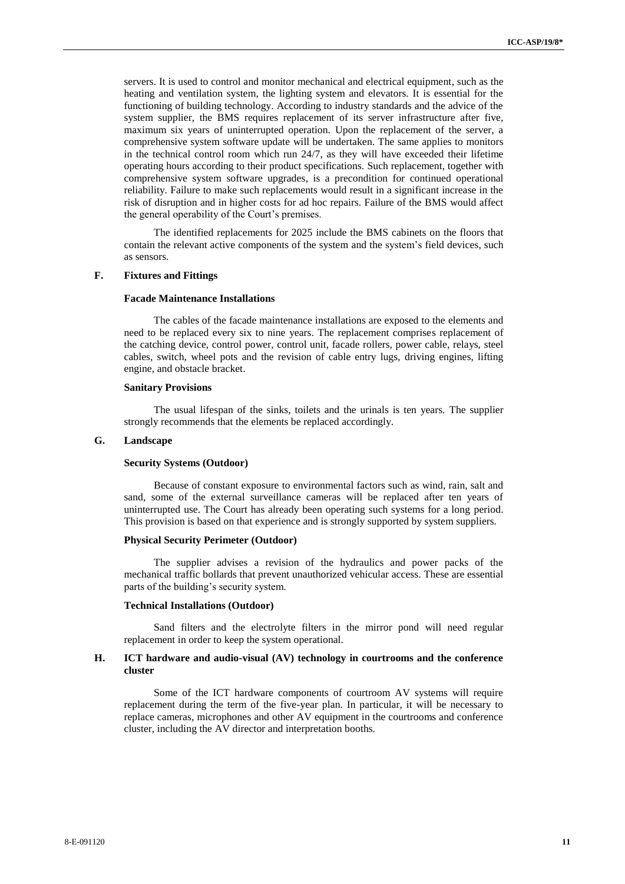servers. It is used to control and monitor mechanical and electrical equipment, such as the heating and ventilation system, the lighting system and elevators. It is essential for the functioning of building technology. According to industry standards and the advice of the system supplier, the BMS requires replacement of its server infrastructure after five, maximum six years of uninterrupted operation. Upon the replacement of the server, a comprehensive system software update will be undertaken. The same applies to monitors in the technical control room which run 24/7, as they will have exceeded their lifetime operating hours according to their product specifications. Such replacement, together with comprehensive system software upgrades, is a precondition for continued operational reliability. Failure to make such replacements would result in a significant increase in the risk of disruption and in higher costs for ad hoc repairs. Failure of the BMS would affect the general operability of the Court's premises.

The identified replacements for 2025 include the BMS cabinets on the floors that contain the relevant active components of the system and the system's field devices, such as sensors.

## F. Fixtures and Fittings

### Facade Maintenance Installations

The cables of the facade maintenance installations are exposed to the elements and need to be replaced every six to nine years. The replacement comprises replacement of the catching device, control power, control unit, facade rollers, power cable, relays, steel cables, switch, wheel pots and the revision of cable entry lugs, driving engines, lifting engine, and obstacle bracket.

### Sanitary Provisions

The usual lifespan of the sinks, toilets and the urinals is ten years. The supplier strongly recommends that the elements be replaced accordingly.

## G. Landscape

### Security Systems (Outdoor)

Because of constant exposure to environmental factors such as wind, rain, salt and sand, some of the external surveillance cameras will be replaced after ten years of uninterrupted use. The Court has already been operating such systems for a long period. This provision is based on that experience and is strongly supported by system suppliers.

### Physical Security Perimeter (Outdoor)

The supplier advises a revision of the hydraulics and power packs of the mechanical traffic bollards that prevent unauthorized vehicular access. These are essential parts of the building's security system.

### Technical Installations (Outdoor)

Sand filters and the electrolyte filters in the mirror pond will need regular replacement in order to keep the system operational.

## H. ICT hardware and audio-visual (AV) technology in courtrooms and the conference cluster

Some of the ICT hardware components of courtroom AV systems will require replacement during the term of the five-year plan. In particular, it will be necessary to replace cameras, microphones and other AV equipment in the courtrooms and conference cluster, including the AV director and interpretation booths.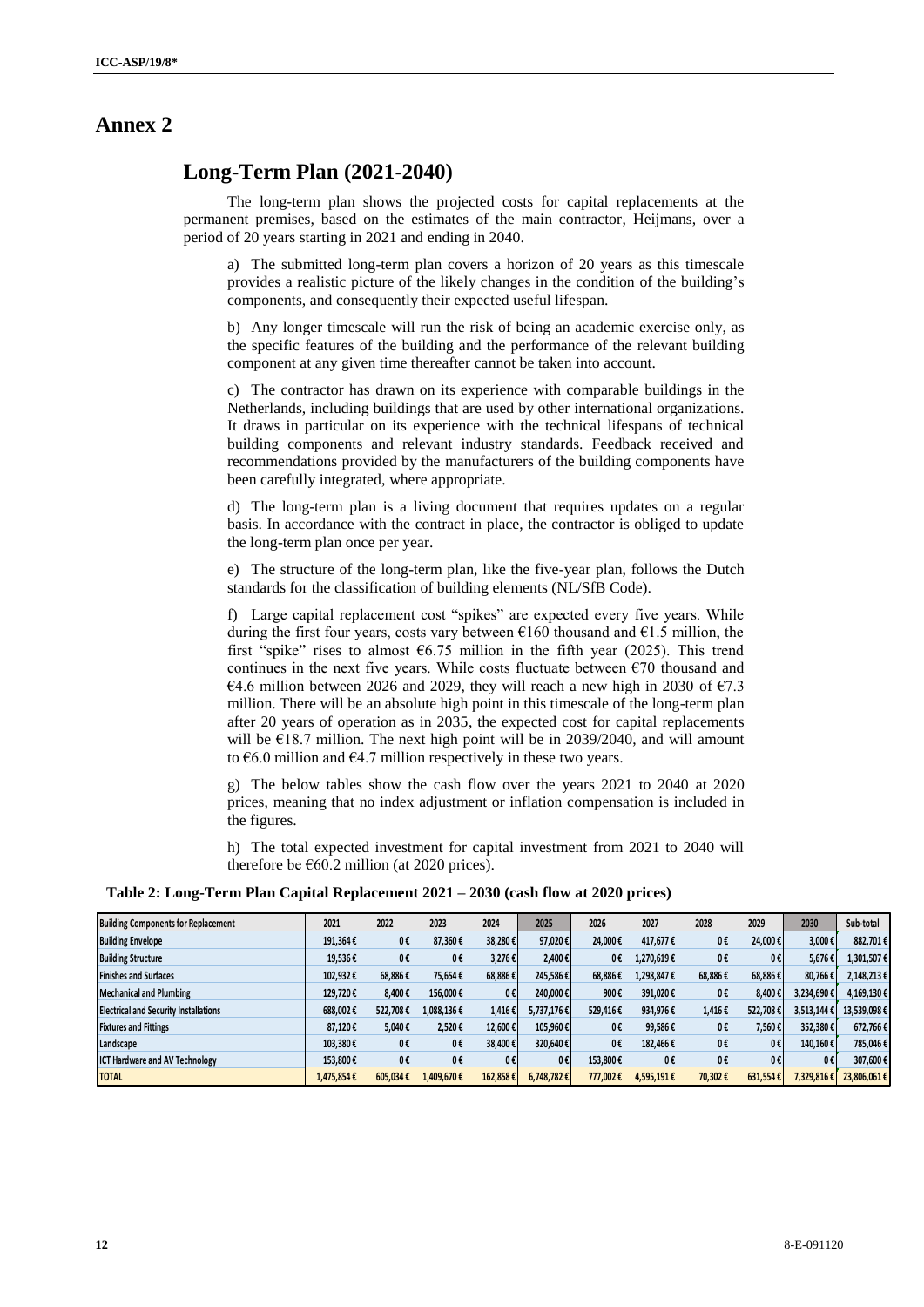# Annex 2

## Long-Term Plan (2021-2040)

The long-term plan shows the projected costs for capital replacements at the permanent premises, based on the estimates of the main contractor, Heijmans, over a period of 20 years starting in 2021 and ending in 2040.

a) The submitted long-term plan covers a horizon of 20 years as this timescale provides a realistic picture of the likely changes in the condition of the building's components, and consequently their expected useful lifespan.

b) Any longer timescale will run the risk of being an academic exercise only, as the specific features of the building and the performance of the relevant building component at any given time thereafter cannot be taken into account.

c) The contractor has drawn on its experience with comparable buildings in the Netherlands, including buildings that are used by other international organizations. It draws in particular on its experience with the technical lifespans of technical building components and relevant industry standards. Feedback received and recommendations provided by the manufacturers of the building components have been carefully integrated, where appropriate.

d) The long-term plan is a living document that requires updates on a regular basis. In accordance with the contract in place, the contractor is obliged to update the long-term plan once per year.

e) The structure of the long-term plan, like the five-year plan, follows the Dutch standards for the classification of building elements (NL/SfB Code).

f) Large capital replacement cost "spikes" are expected every five years. While during the first four years, costs vary between €160 thousand and €1.5 million, the first "spike" rises to almost €6.75 million in the fifth year (2025). This trend continues in the next five years. While costs fluctuate between €70 thousand and €4.6 million between 2026 and 2029, they will reach a new high in 2030 of €7.3 million. There will be an absolute high point in this timescale of the long-term plan after 20 years of operation as in 2035, the expected cost for capital replacements will be €18.7 million. The next high point will be in 2039/2040, and will amount to €6.0 million and €4.7 million respectively in these two years.

g) The below tables show the cash flow over the years 2021 to 2040 at 2020 prices, meaning that no index adjustment or inflation compensation is included in the figures.

h) The total expected investment for capital investment from 2021 to 2040 will therefore be €60.2 million (at 2020 prices).

**Table 2: Long-Term Plan Capital Replacement 2021 – 2030 (cash flow at 2020 prices)**

| Building Components for Replacement | 2021 | 2022 | 2023 | 2024 | 2025 | 2026 | 2027 | 2028 | 2029 | 2030 | Sub-total |
|---|---|---|---|---|---|---|---|---|---|---|---|
| Building Envelope | 191,364 € | 0 € | 87,360 € | 38,280 € | 97,020 € | 24,000 € | 417,677 € | 0 € | 24,000 € | 3,000 € | 882,701 € |
| Building Structure | 19,536 € | 0 € | 0 € | 3,276 € | 2,400 € | 0 € | 1,270,619 € | 0 € | 0 € | 5,676 € | 1,301,507 € |
| Finishes and Surfaces | 102,932 € | 68,886 € | 75,654 € | 68,886 € | 245,586 € | 68,886 € | 1,298,847 € | 68,886 € | 68,886 € | 80,766 € | 2,148,213 € |
| Mechanical and Plumbing | 129,720 € | 8,400 € | 156,000 € | 0 € | 240,000 € | 900 € | 391,020 € | 0 € | 8,400 € | 3,234,690 € | 4,169,130 € |
| Electrical and Security Installations | 688,002 € | 522,708 € | 1,088,136 € | 1,416 € | 5,737,176 € | 529,416 € | 934,976 € | 1,416 € | 522,708 € | 3,513,144 € | 13,539,098 € |
| Fixtures and Fittings | 87,120 € | 5,040 € | 2,520 € | 12,600 € | 105,960 € | 0 € | 99,586 € | 0 € | 7,560 € | 352,380 € | 672,766 € |
| Landscape | 103,380 € | 0 € | 0 € | 38,400 € | 320,640 € | 0 € | 182,466 € | 0 € | 0 € | 140,160 € | 785,046 € |
| ICT Hardware and AV Technology | 153,800 € | 0 € | 0 € | 0 € | 0 € | 153,800 € | 0 € | 0 € | 0 € | 0 € | 307,600 € |
| TOTAL | 1,475,854 € | 605,034 € | 1,409,670 € | 162,858 € | 6,748,782 € | 777,002 € | 4,595,191 € | 70,302 € | 631,554 € | 7,329,816 € | 23,806,061 € |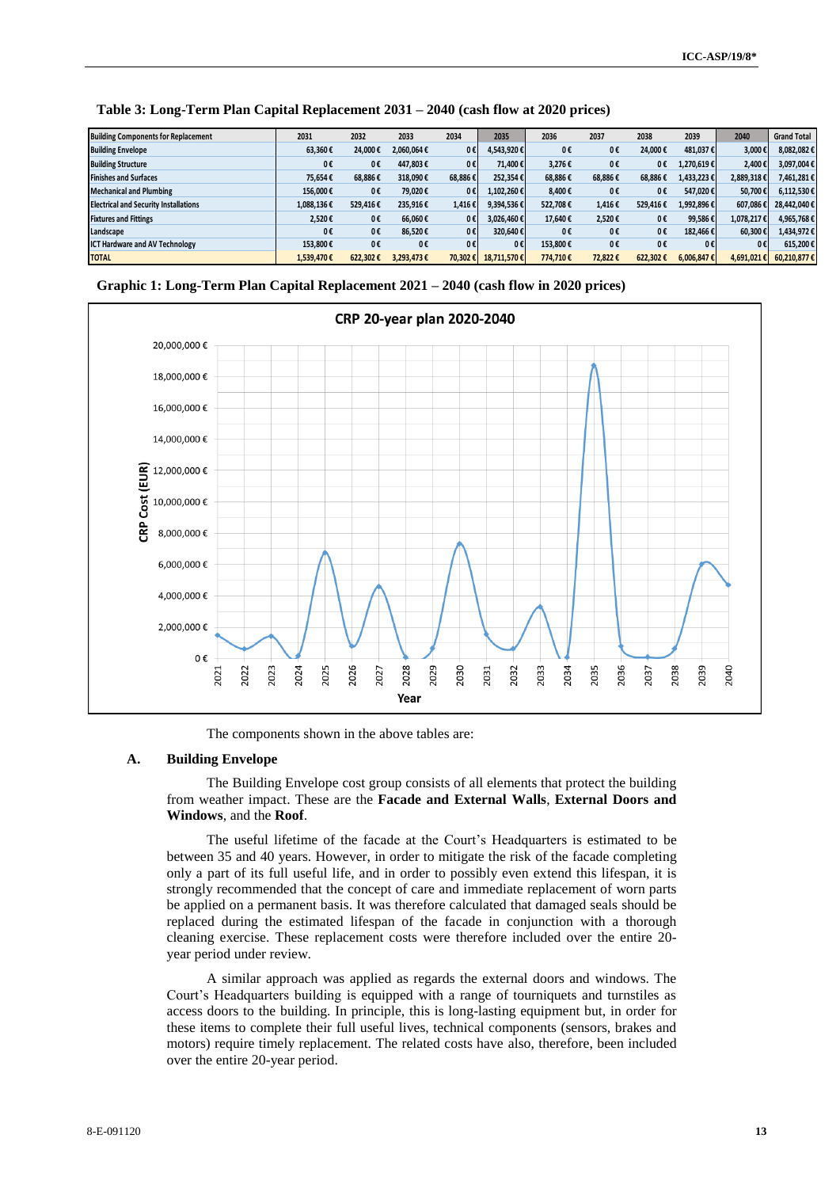**Table 3: Long-Term Plan Capital Replacement 2031 – 2040 (cash flow at 2020 prices)**

| Building Components for Replacement | 2031 | 2032 | 2033 | 2034 | 2035 | 2036 | 2037 | 2038 | 2039 | 2040 | Grand Total |
|---|---|---|---|---|---|---|---|---|---|---|---|
| Building Envelope | 63,360 € | 24,000 € | 2,060,064 € | 0 € | 4,543,920 € | 0 € | 0 € | 24,000 € | 481,037 € | 3,000 € | 8,082,082 € |
| Building Structure | 0 € | 0 € | 447,803 € | 0 € | 71,400 € | 3,276 € | 0 € | 0 € | 1,270,619 € | 2,400 € | 3,097,004 € |
| Finishes and Surfaces | 75,654 € | 68,886 € | 318,090 € | 68,886 € | 252,354 € | 68,886 € | 68,886 € | 68,886 € | 1,433,223 € | 2,889,318 € | 7,461,281 € |
| Mechanical and Plumbing | 156,000 € | 0 € | 79,020 € | 0 € | 1,102,260 € | 8,400 € | 0 € | 0 € | 547,020 € | 50,700 € | 6,112,530 € |
| Electrical and Security Installations | 1,088,136 € | 529,416 € | 235,916 € | 1,416 € | 9,394,536 € | 522,708 € | 1,416 € | 529,416 € | 1,992,896 € | 607,086 € | 28,442,040 € |
| Fixtures and Fittings | 2,520 € | 0 € | 66,060 € | 0 € | 3,026,460 € | 17,640 € | 2,520 € | 0 € | 99,586 € | 1,078,217 € | 4,965,768 € |
| Landscape | 0 € | 0 € | 86,520 € | 0 € | 320,640 € | 0 € | 0 € | 0 € | 182,466 € | 60,300 € | 1,434,972 € |
| ICT Hardware and AV Technology | 153,800 € | 0 € | 0 € | 0 € | 0 € | 153,800 € | 0 € | 0 € | 0 € | 0 € | 615,200 € |
| TOTAL | 1,539,470 € | 622,302 € | 3,293,473 € | 70,302 € | 18,711,570 € | 774,710 € | 72,822 € | 622,302 € | 6,006,847 € | 4,691,021 € | 60,210,877 € |

**Graphic 1: Long-Term Plan Capital Replacement 2021 – 2040 (cash flow in 2020 prices)**

The components shown in the above tables are:

## A. Building Envelope

The Building Envelope cost group consists of all elements that protect the building from weather impact. These are the **Facade and External Walls**, **External Doors and Windows**, and the **Roof**.

The useful lifetime of the facade at the Court's Headquarters is estimated to be between 35 and 40 years. However, in order to mitigate the risk of the facade completing only a part of its full useful life, and in order to possibly even extend this lifespan, it is strongly recommended that the concept of care and immediate replacement of worn parts be applied on a permanent basis. It was therefore calculated that damaged seals should be replaced during the estimated lifespan of the facade in conjunction with a thorough cleaning exercise. These replacement costs were therefore included over the entire 20-year period under review.

A similar approach was applied as regards the external doors and windows. The Court's Headquarters building is equipped with a range of tourniquets and turnstiles as access doors to the building. In principle, this is long-lasting equipment but, in order for these items to complete their full useful lives, technical components (sensors, brakes and motors) require timely replacement. The related costs have also, therefore, been included over the entire 20-year period.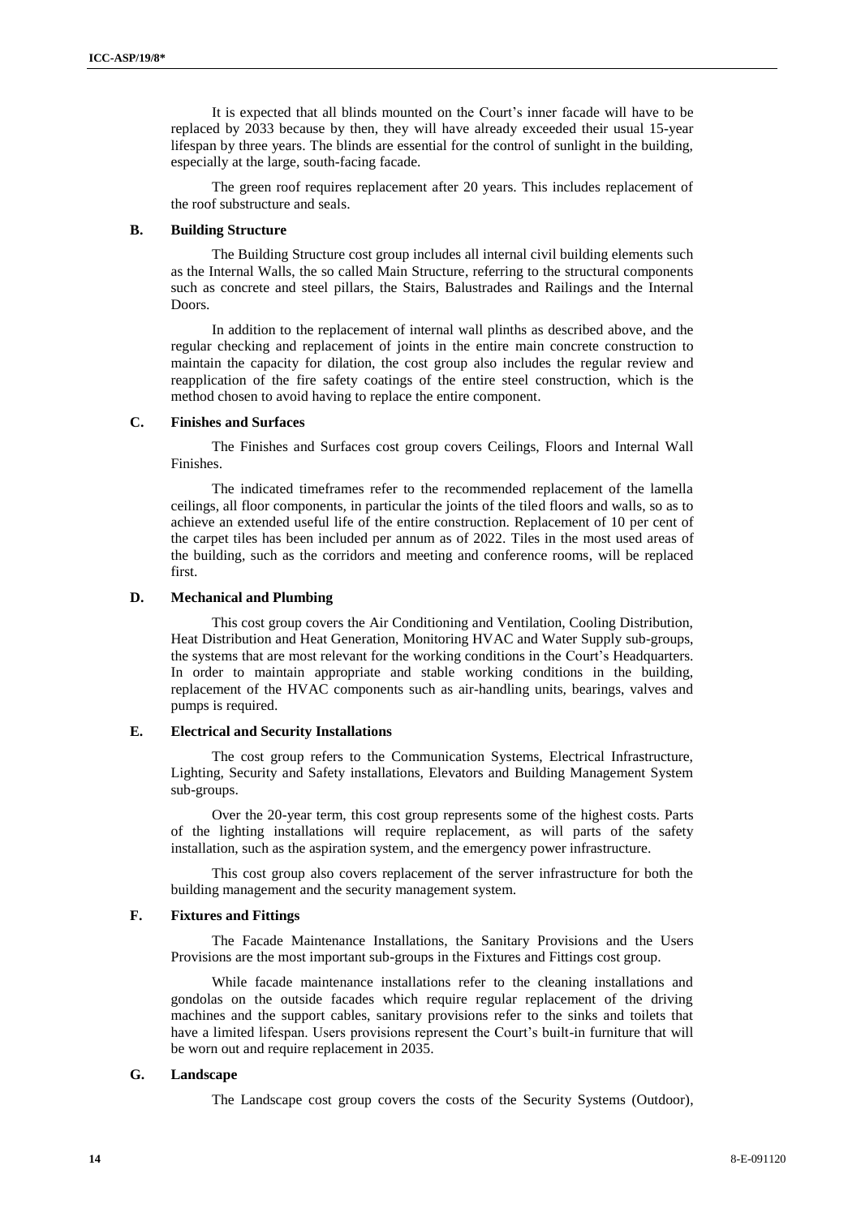It is expected that all blinds mounted on the Court's inner facade will have to be replaced by 2033 because by then, they will have already exceeded their usual 15-year lifespan by three years. The blinds are essential for the control of sunlight in the building, especially at the large, south-facing facade.

The green roof requires replacement after 20 years. This includes replacement of the roof substructure and seals.

### B. Building Structure

The Building Structure cost group includes all internal civil building elements such as the Internal Walls, the so called Main Structure, referring to the structural components such as concrete and steel pillars, the Stairs, Balustrades and Railings and the Internal Doors.

In addition to the replacement of internal wall plinths as described above, and the regular checking and replacement of joints in the entire main concrete construction to maintain the capacity for dilation, the cost group also includes the regular review and reapplication of the fire safety coatings of the entire steel construction, which is the method chosen to avoid having to replace the entire component.

### C. Finishes and Surfaces

The Finishes and Surfaces cost group covers Ceilings, Floors and Internal Wall Finishes.

The indicated timeframes refer to the recommended replacement of the lamella ceilings, all floor components, in particular the joints of the tiled floors and walls, so as to achieve an extended useful life of the entire construction. Replacement of 10 per cent of the carpet tiles has been included per annum as of 2022. Tiles in the most used areas of the building, such as the corridors and meeting and conference rooms, will be replaced first.

### D. Mechanical and Plumbing

This cost group covers the Air Conditioning and Ventilation, Cooling Distribution, Heat Distribution and Heat Generation, Monitoring HVAC and Water Supply sub-groups, the systems that are most relevant for the working conditions in the Court's Headquarters. In order to maintain appropriate and stable working conditions in the building, replacement of the HVAC components such as air-handling units, bearings, valves and pumps is required.

### E. Electrical and Security Installations

The cost group refers to the Communication Systems, Electrical Infrastructure, Lighting, Security and Safety installations, Elevators and Building Management System sub-groups.

Over the 20-year term, this cost group represents some of the highest costs. Parts of the lighting installations will require replacement, as will parts of the safety installation, such as the aspiration system, and the emergency power infrastructure.

This cost group also covers replacement of the server infrastructure for both the building management and the security management system.

### F. Fixtures and Fittings

The Facade Maintenance Installations, the Sanitary Provisions and the Users Provisions are the most important sub-groups in the Fixtures and Fittings cost group.

While facade maintenance installations refer to the cleaning installations and gondolas on the outside facades which require regular replacement of the driving machines and the support cables, sanitary provisions refer to the sinks and toilets that have a limited lifespan. Users provisions represent the Court's built-in furniture that will be worn out and require replacement in 2035.

### G. Landscape

The Landscape cost group covers the costs of the Security Systems (Outdoor),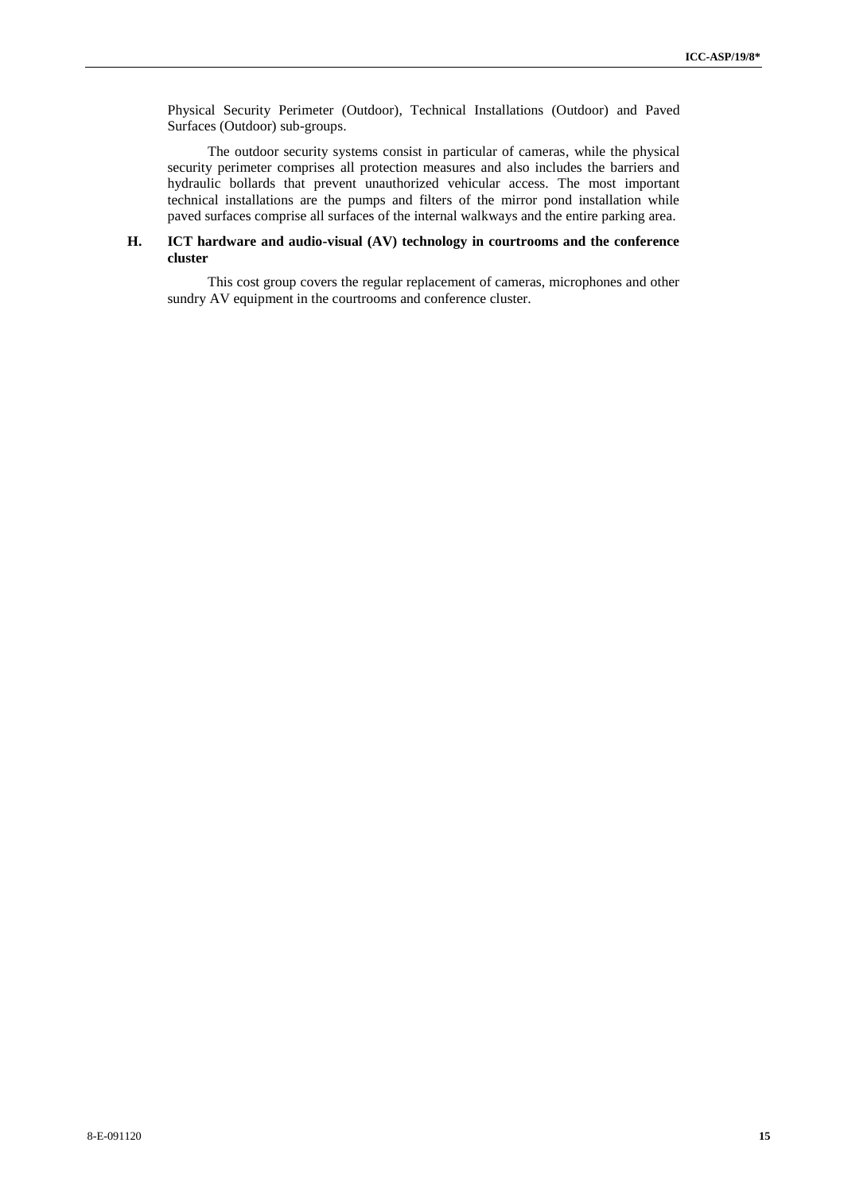Physical Security Perimeter (Outdoor), Technical Installations (Outdoor) and Paved Surfaces (Outdoor) sub-groups.

The outdoor security systems consist in particular of cameras, while the physical security perimeter comprises all protection measures and also includes the barriers and hydraulic bollards that prevent unauthorized vehicular access. The most important technical installations are the pumps and filters of the mirror pond installation while paved surfaces comprise all surfaces of the internal walkways and the entire parking area.

### H. ICT hardware and audio-visual (AV) technology in courtrooms and the conference cluster

This cost group covers the regular replacement of cameras, microphones and other sundry AV equipment in the courtrooms and conference cluster.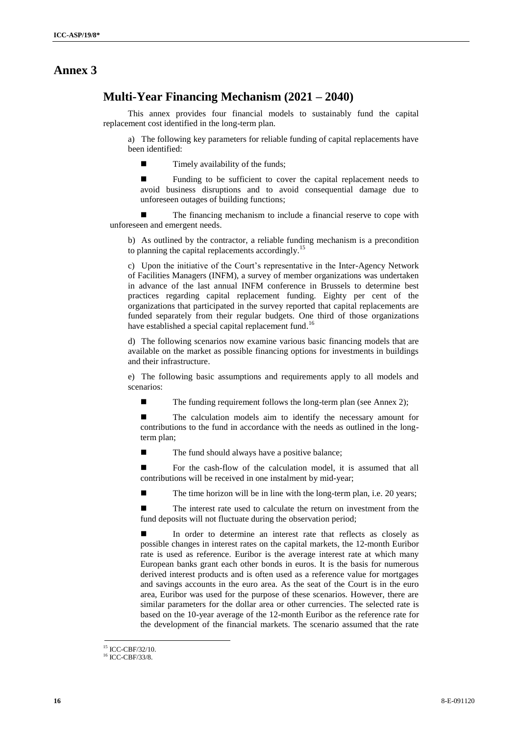# Annex 3

## Multi-Year Financing Mechanism (2021 – 2040)

This annex provides four financial models to sustainably fund the capital replacement cost identified in the long-term plan.

a) The following key parameters for reliable funding of capital replacements have been identified:

- Timely availability of the funds;
- Funding to be sufficient to cover the capital replacement needs to avoid business disruptions and to avoid consequential damage due to unforeseen outages of building functions;
- The financing mechanism to include a financial reserve to cope with unforeseen and emergent needs.

b) As outlined by the contractor, a reliable funding mechanism is a precondition to planning the capital replacements accordingly.[15]

c) Upon the initiative of the Court's representative in the Inter-Agency Network of Facilities Managers (INFM), a survey of member organizations was undertaken in advance of the last annual INFM conference in Brussels to determine best practices regarding capital replacement funding. Eighty per cent of the organizations that participated in the survey reported that capital replacements are funded separately from their regular budgets. One third of those organizations have established a special capital replacement fund.[16]

d) The following scenarios now examine various basic financing models that are available on the market as possible financing options for investments in buildings and their infrastructure.

e) The following basic assumptions and requirements apply to all models and scenarios:

- The funding requirement follows the long-term plan (see Annex 2);
- The calculation models aim to identify the necessary amount for contributions to the fund in accordance with the needs as outlined in the long-term plan;
- The fund should always have a positive balance;
- For the cash-flow of the calculation model, it is assumed that all contributions will be received in one instalment by mid-year;
- The time horizon will be in line with the long-term plan, i.e. 20 years;
- The interest rate used to calculate the return on investment from the fund deposits will not fluctuate during the observation period;
- In order to determine an interest rate that reflects as closely as possible changes in interest rates on the capital markets, the 12-month Euribor rate is used as reference. Euribor is the average interest rate at which many European banks grant each other bonds in euros. It is the basis for numerous derived interest products and is often used as a reference value for mortgages and savings accounts in the euro area. As the seat of the Court is in the euro area, Euribor was used for the purpose of these scenarios. However, there are similar parameters for the dollar area or other currencies. The selected rate is based on the 10-year average of the 12-month Euribor as the reference rate for the development of the financial markets. The scenario assumed that the rate

---

[15] ICC-CBF/32/10.

[16] ICC-CBF/33/8.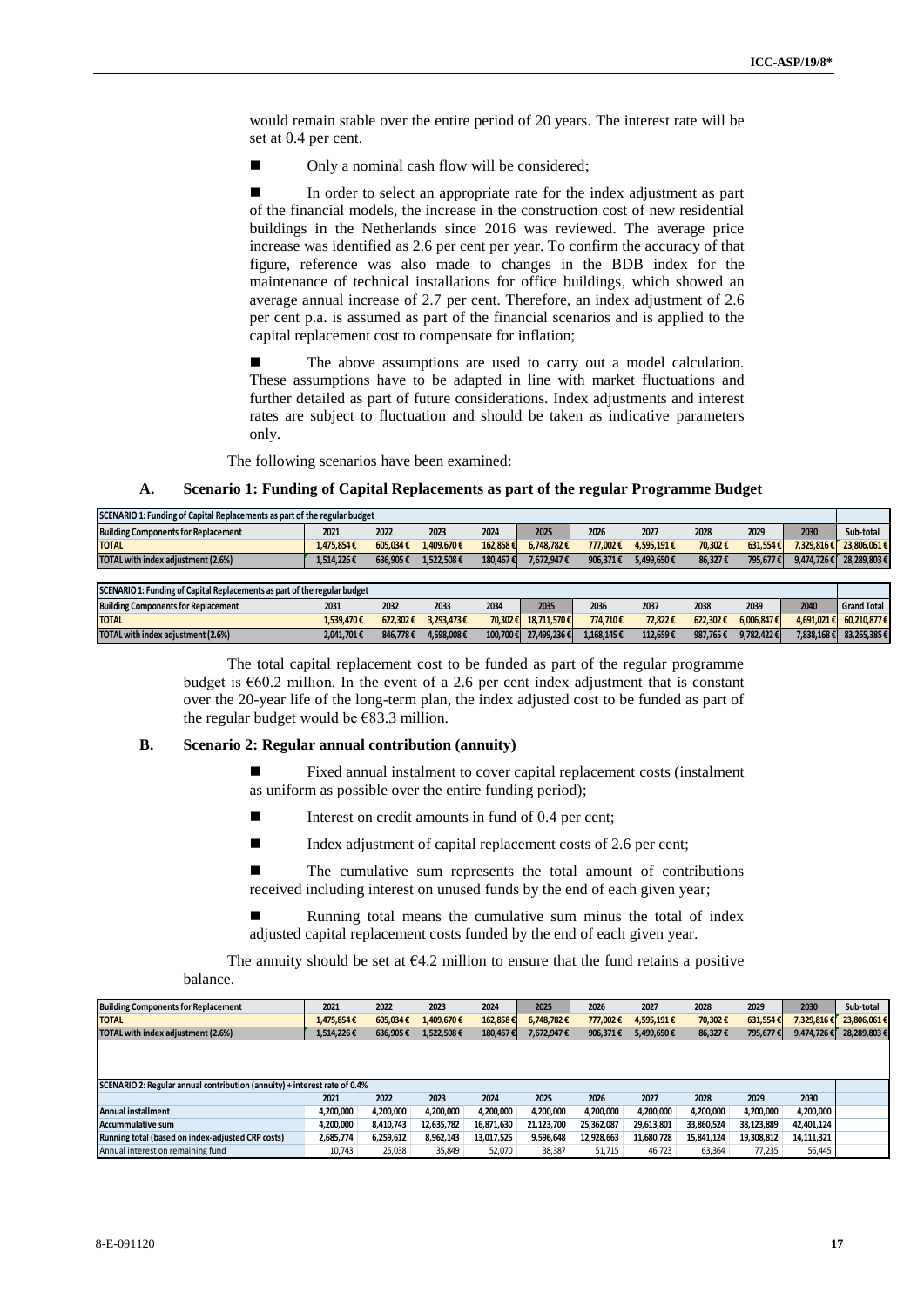would remain stable over the entire period of 20 years. The interest rate will be set at 0.4 per cent.

- Only a nominal cash flow will be considered;

- In order to select an appropriate rate for the index adjustment as part of the financial models, the increase in the construction cost of new residential buildings in the Netherlands since 2016 was reviewed. The average price increase was identified as 2.6 per cent per year. To confirm the accuracy of that figure, reference was also made to changes in the BDB index for the maintenance of technical installations for office buildings, which showed an average annual increase of 2.7 per cent. Therefore, an index adjustment of 2.6 per cent p.a. is assumed as part of the financial scenarios and is applied to the capital replacement cost to compensate for inflation;

- The above assumptions are used to carry out a model calculation. These assumptions have to be adapted in line with market fluctuations and further detailed as part of future considerations. Index adjustments and interest rates are subject to fluctuation and should be taken as indicative parameters only.

The following scenarios have been examined:

### A. Scenario 1: Funding of Capital Replacements as part of the regular Programme Budget

| SCENARIO 1: Funding of Capital Replacements as part of the regular budget | | | | | | | | | | | |
|---|---|---|---|---|---|---|---|---|---|---|---|
| Building Components for Replacement | 2021 | 2022 | 2023 | 2024 | 2025 | 2026 | 2027 | 2028 | 2029 | 2030 | Sub-total |
| TOTAL | 1,475,854 € | 605,034 € | 1,409,670 € | 162,858 € | 6,748,782 € | 777,002 € | 4,595,191 € | 70,302 € | 631,554 € | 7,329,816 € | 23,806,061 € |
| TOTAL with index adjustment (2.6%) | 1,514,226 € | 636,905 € | 1,522,508 € | 180,467 € | 7,672,947 € | 906,371 € | 5,499,650 € | 86,327 € | 795,677 € | 9,474,726 € | 28,289,803 € |

| SCENARIO 1: Funding of Capital Replacements as part of the regular budget | | | | | | | | | | | |
|---|---|---|---|---|---|---|---|---|---|---|---|
| Building Components for Replacement | 2031 | 2032 | 2033 | 2034 | 2035 | 2036 | 2037 | 2038 | 2039 | 2040 | Grand Total |
| TOTAL | 1,539,470 € | 622,302 € | 3,293,473 € | 70,302 € | 18,711,570 € | 774,710 € | 72,822 € | 622,302 € | 6,006,847 € | 4,691,021 € | 60,210,877 € |
| TOTAL with index adjustment (2.6%) | 2,041,701 € | 846,778 € | 4,598,008 € | 100,700 € | 27,499,236 € | 1,168,145 € | 112,659 € | 987,765 € | 9,782,422 € | 7,838,168 € | 83,265,385 € |

The total capital replacement cost to be funded as part of the regular programme budget is €60.2 million. In the event of a 2.6 per cent index adjustment that is constant over the 20-year life of the long-term plan, the index adjusted cost to be funded as part of the regular budget would be €83.3 million.

### B. Scenario 2: Regular annual contribution (annuity)

- Fixed annual instalment to cover capital replacement costs (instalment as uniform as possible over the entire funding period);

- Interest on credit amounts in fund of 0.4 per cent;

- Index adjustment of capital replacement costs of 2.6 per cent;

- The cumulative sum represents the total amount of contributions received including interest on unused funds by the end of each given year;

- Running total means the cumulative sum minus the total of index adjusted capital replacement costs funded by the end of each given year.

The annuity should be set at €4.2 million to ensure that the fund retains a positive balance.

| Building Components for Replacement | 2021 | 2022 | 2023 | 2024 | 2025 | 2026 | 2027 | 2028 | 2029 | 2030 | Sub-total |
|---|---|---|---|---|---|---|---|---|---|---|---|
| TOTAL | 1,475,854 € | 605,034 € | 1,409,670 € | 162,858 € | 6,748,782 € | 777,002 € | 4,595,191 € | 70,302 € | 631,554 € | 7,329,816 € | 23,806,061 € |
| TOTAL with index adjustment (2.6%) | 1,514,226 € | 636,905 € | 1,522,508 € | 180,467 € | 7,672,947 € | 906,371 € | 5,499,650 € | 86,327 € | 795,677 € | 9,474,726 € | 28,289,803 € |

| SCENARIO 2: Regular annual contribution (annuity) + interest rate of 0.4% | | | | | | | | | | |
|---|---|---|---|---|---|---|---|---|---|---|
| | 2021 | 2022 | 2023 | 2024 | 2025 | 2026 | 2027 | 2028 | 2029 | 2030 |
| Annual installment | 4,200,000 | 4,200,000 | 4,200,000 | 4,200,000 | 4,200,000 | 4,200,000 | 4,200,000 | 4,200,000 | 4,200,000 | 4,200,000 |
| Accummulative sum | 4,200,000 | 8,410,743 | 12,635,782 | 16,871,630 | 21,123,700 | 25,362,087 | 29,613,801 | 33,860,524 | 38,123,889 | 42,401,124 |
| Running total (based on index-adjusted CRP costs) | 2,685,774 | 6,259,612 | 8,962,143 | 13,017,525 | 9,596,648 | 12,928,663 | 11,680,728 | 15,841,124 | 19,308,812 | 14,111,321 |
| Annual interest on remaining fund | 10,743 | 25,038 | 35,849 | 52,070 | 38,387 | 51,715 | 46,723 | 63,364 | 77,235 | 56,445 |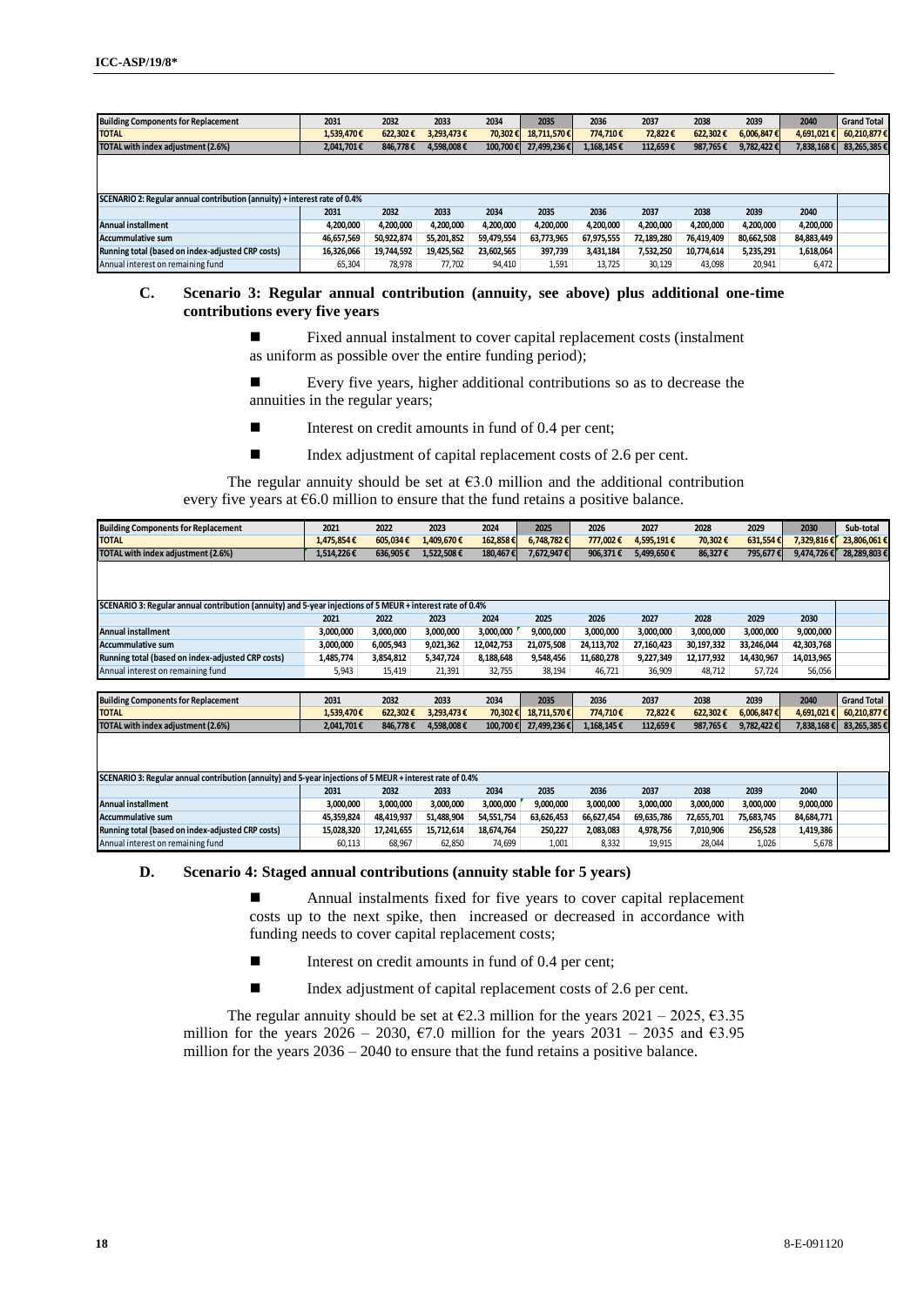| Building Components for Replacement | 2031 | 2032 | 2033 | 2034 | 2035 | 2036 | 2037 | 2038 | 2039 | 2040 | Grand Total |
|---|---|---|---|---|---|---|---|---|---|---|---|
| TOTAL | 1,539,470 € | 622,302 € | 3,293,473 € | 70,302 € | 18,711,570 € | 774,710 € | 72,822 € | 622,302 € | 6,006,847 € | 4,691,021 € | 60,210,877 € |
| TOTAL with index adjustment (2.6%) | 2,041,701 € | 846,778 € | 4,598,008 € | 100,700 € | 27,499,236 € | 1,168,145 € | 112,659 € | 987,765 € | 9,782,422 € | 7,838,168 € | 83,265,385 € |

| SCENARIO 2: Regular annual contribution (annuity) + interest rate of 0.4% | 2031 | 2032 | 2033 | 2034 | 2035 | 2036 | 2037 | 2038 | 2039 | 2040 | |
|---|---|---|---|---|---|---|---|---|---|---|---|
| Annual installment | 4,200,000 | 4,200,000 | 4,200,000 | 4,200,000 | 4,200,000 | 4,200,000 | 4,200,000 | 4,200,000 | 4,200,000 | 4,200,000 | |
| Accummulative sum | 46,657,569 | 50,922,874 | 55,201,852 | 59,479,554 | 63,773,965 | 67,975,555 | 72,189,280 | 76,419,409 | 80,662,508 | 84,883,449 | |
| Running total (based on index-adjusted CRP costs) | 16,326,066 | 19,744,592 | 19,425,562 | 23,602,565 | 397,739 | 3,431,184 | 7,532,250 | 10,774,614 | 5,235,291 | 1,618,064 | |
| Annual interest on remaining fund | 65,304 | 78,978 | 77,702 | 94,410 | 1,591 | 13,725 | 30,129 | 43,098 | 20,941 | 6,472 | |

## C. Scenario 3: Regular annual contribution (annuity, see above) plus additional one-time contributions every five years

- Fixed annual instalment to cover capital replacement costs (instalment as uniform as possible over the entire funding period);
- Every five years, higher additional contributions so as to decrease the annuities in the regular years;
- Interest on credit amounts in fund of 0.4 per cent;
- Index adjustment of capital replacement costs of 2.6 per cent.

The regular annuity should be set at €3.0 million and the additional contribution every five years at €6.0 million to ensure that the fund retains a positive balance.

| Building Components for Replacement | 2021 | 2022 | 2023 | 2024 | 2025 | 2026 | 2027 | 2028 | 2029 | 2030 | Sub-total |
|---|---|---|---|---|---|---|---|---|---|---|---|
| TOTAL | 1,475,854 € | 605,034 € | 1,409,670 € | 162,858 € | 6,748,782 € | 777,002 € | 4,595,191 € | 70,302 € | 631,554 € | 7,329,816 € | 23,806,061 € |
| TOTAL with index adjustment (2.6%) | 1,514,226 € | 636,905 € | 1,522,508 € | 180,467 € | 7,672,947 € | 906,371 € | 5,499,650 € | 86,327 € | 795,677 € | 9,474,726 € | 28,289,803 € |

| SCENARIO 3: Regular annual contribution (annuity) and 5-year injections of 5 MEUR + interest rate of 0.4% | 2021 | 2022 | 2023 | 2024 | 2025 | 2026 | 2027 | 2028 | 2029 | 2030 | |
|---|---|---|---|---|---|---|---|---|---|---|---|
| Annual installment | 3,000,000 | 3,000,000 | 3,000,000 | 3,000,000 | 9,000,000 | 3,000,000 | 3,000,000 | 3,000,000 | 3,000,000 | 9,000,000 | |
| Accummulative sum | 3,000,000 | 6,005,943 | 9,021,362 | 12,042,753 | 21,075,508 | 24,113,702 | 27,160,423 | 30,197,332 | 33,246,044 | 42,303,768 | |
| Running total (based on index-adjusted CRP costs) | 1,485,774 | 3,854,812 | 5,347,724 | 8,188,648 | 9,548,456 | 11,680,278 | 9,227,349 | 12,177,932 | 14,430,967 | 14,013,965 | |
| Annual interest on remaining fund | 5,943 | 15,419 | 21,391 | 32,755 | 38,194 | 46,721 | 36,909 | 48,712 | 57,724 | 56,056 | |

| Building Components for Replacement | 2031 | 2032 | 2033 | 2034 | 2035 | 2036 | 2037 | 2038 | 2039 | 2040 | Grand Total |
|---|---|---|---|---|---|---|---|---|---|---|---|
| TOTAL | 1,539,470 € | 622,302 € | 3,293,473 € | 70,302 € | 18,711,570 € | 774,710 € | 72,822 € | 622,302 € | 6,006,847 € | 4,691,021 € | 60,210,877 € |
| TOTAL with index adjustment (2.6%) | 2,041,701 € | 846,778 € | 4,598,008 € | 100,700 € | 27,499,236 € | 1,168,145 € | 112,659 € | 987,765 € | 9,782,422 € | 7,838,168 € | 83,265,385 € |

| SCENARIO 3: Regular annual contribution (annuity) and 5-year injections of 5 MEUR + interest rate of 0.4% | 2031 | 2032 | 2033 | 2034 | 2035 | 2036 | 2037 | 2038 | 2039 | 2040 | |
|---|---|---|---|---|---|---|---|---|---|---|---|
| Annual installment | 3,000,000 | 3,000,000 | 3,000,000 | 3,000,000 | 9,000,000 | 3,000,000 | 3,000,000 | 3,000,000 | 3,000,000 | 9,000,000 | |
| Accummulative sum | 45,359,824 | 48,419,937 | 51,488,904 | 54,551,754 | 63,626,453 | 66,627,454 | 69,635,786 | 72,655,701 | 75,683,745 | 84,684,771 | |
| Running total (based on index-adjusted CRP costs) | 15,028,320 | 17,241,655 | 15,712,614 | 18,674,764 | 250,227 | 2,083,083 | 4,978,756 | 7,010,906 | 256,528 | 1,419,386 | |
| Annual interest on remaining fund | 60,113 | 68,967 | 62,850 | 74,699 | 1,001 | 8,332 | 19,915 | 28,044 | 1,026 | 5,678 | |

## D. Scenario 4: Staged annual contributions (annuity stable for 5 years)

- Annual instalments fixed for five years to cover capital replacement costs up to the next spike, then increased or decreased in accordance with funding needs to cover capital replacement costs;
- Interest on credit amounts in fund of 0.4 per cent;
- Index adjustment of capital replacement costs of 2.6 per cent.

The regular annuity should be set at €2.3 million for the years 2021 – 2025, €3.35 million for the years 2026 – 2030, €7.0 million for the years 2031 – 2035 and €3.95 million for the years 2036 – 2040 to ensure that the fund retains a positive balance.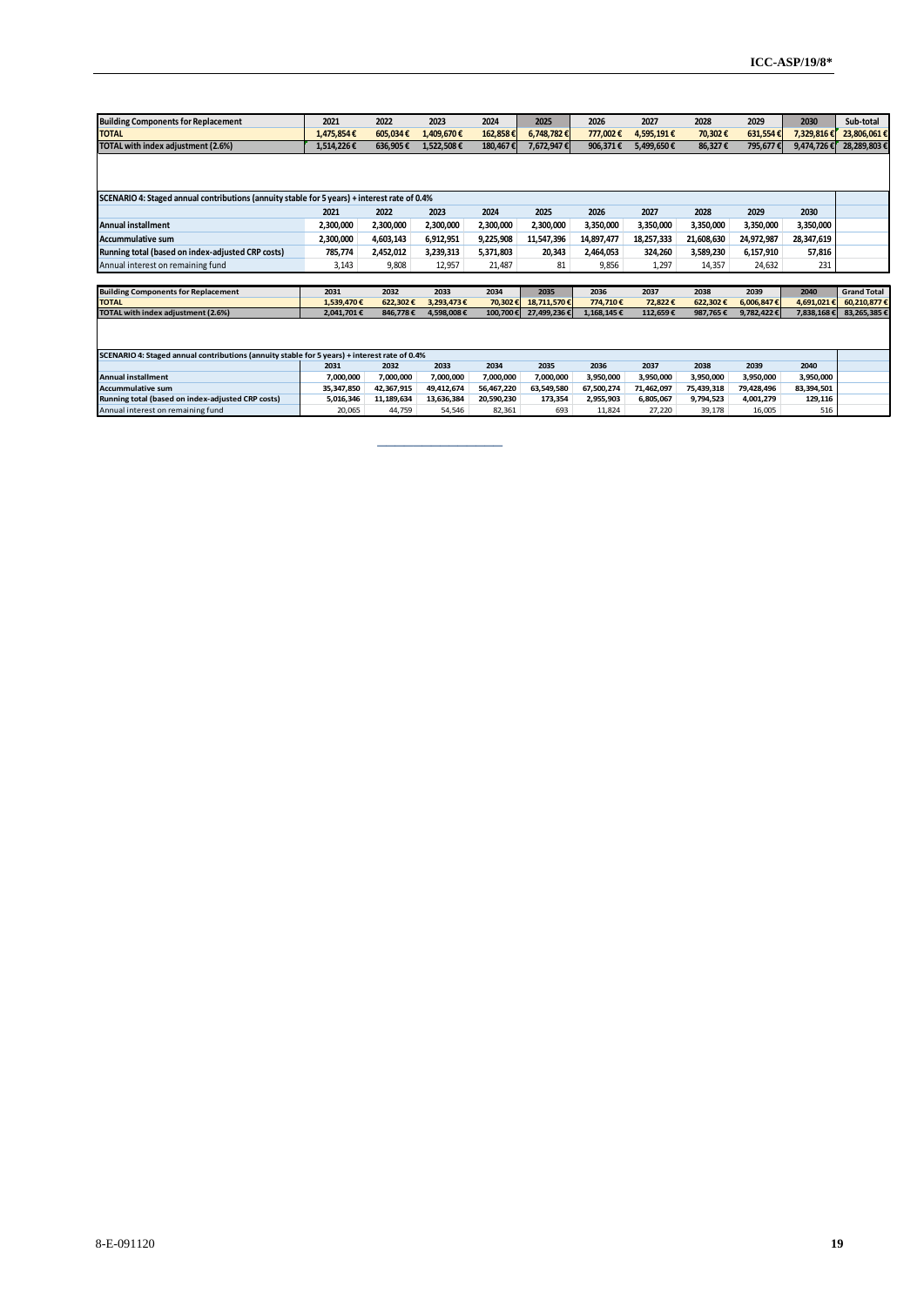| Building Components for Replacement | 2021 | 2022 | 2023 | 2024 | 2025 | 2026 | 2027 | 2028 | 2029 | 2030 | Sub-total |
|---|---|---|---|---|---|---|---|---|---|---|---|
| TOTAL | 1,475,854 € | 605,034 € | 1,409,670 € | 162,858 € | 6,748,782 € | 777,002 € | 4,595,191 € | 70,302 € | 631,554 € | 7,329,816 € | 23,806,061 € |
| TOTAL with index adjustment (2.6%) | 1,514,226 € | 636,905 € | 1,522,508 € | 180,467 € | 7,672,947 € | 906,371 € | 5,499,650 € | 86,327 € | 795,677 € | 9,474,726 € | 28,289,803 € |

| SCENARIO 4: Staged annual contributions (annuity stable for 5 years) + interest rate of 0.4% | | | | | | | | | | | |
|---|---|---|---|---|---|---|---|---|---|---|---|
| | 2021 | 2022 | 2023 | 2024 | 2025 | 2026 | 2027 | 2028 | 2029 | 2030 | |
| Annual installment | 2,300,000 | 2,300,000 | 2,300,000 | 2,300,000 | 2,300,000 | 3,350,000 | 3,350,000 | 3,350,000 | 3,350,000 | 3,350,000 | |
| Accummulative sum | 2,300,000 | 4,603,143 | 6,912,951 | 9,225,908 | 11,547,396 | 14,897,477 | 18,257,333 | 21,608,630 | 24,972,987 | 28,347,619 | |
| Running total (based on index-adjusted CRP costs) | 785,774 | 2,452,012 | 3,239,313 | 5,371,803 | 20,343 | 2,464,053 | 324,260 | 3,589,230 | 6,157,910 | 57,816 | |
| Annual interest on remaining fund | 3,143 | 9,808 | 12,957 | 21,487 | 81 | 9,856 | 1,297 | 14,357 | 24,632 | 231 | |

| Building Components for Replacement | 2031 | 2032 | 2033 | 2034 | 2035 | 2036 | 2037 | 2038 | 2039 | 2040 | Grand Total |
|---|---|---|---|---|---|---|---|---|---|---|---|
| TOTAL | 1,539,470 € | 622,302 € | 3,293,473 € | 70,302 € | 18,711,570 € | 774,710 € | 72,822 € | 622,302 € | 6,006,847 € | 4,691,021 € | 60,210,877 € |
| TOTAL with index adjustment (2.6%) | 2,041,701 € | 846,778 € | 4,598,008 € | 100,700 € | 27,499,236 € | 1,168,145 € | 112,659 € | 987,765 € | 9,782,422 € | 7,838,168 € | 83,265,385 € |

| SCENARIO 4: Staged annual contributions (annuity stable for 5 years) + interest rate of 0.4% | | | | | | | | | | | |
|---|---|---|---|---|---|---|---|---|---|---|---|
| | 2031 | 2032 | 2033 | 2034 | 2035 | 2036 | 2037 | 2038 | 2039 | 2040 | |
| Annual installment | 7,000,000 | 7,000,000 | 7,000,000 | 7,000,000 | 7,000,000 | 3,950,000 | 3,950,000 | 3,950,000 | 3,950,000 | 3,950,000 | |
| Accummulative sum | 35,347,850 | 42,367,915 | 49,412,674 | 56,467,220 | 63,549,580 | 67,500,274 | 71,462,097 | 75,439,318 | 79,428,496 | 83,394,501 | |
| Running total (based on index-adjusted CRP costs) | 5,016,346 | 11,189,634 | 13,636,384 | 20,590,230 | 173,354 | 2,955,903 | 6,805,067 | 9,794,523 | 4,001,279 | 129,116 | |
| Annual interest on remaining fund | 20,065 | 44,759 | 54,546 | 82,361 | 693 | 11,824 | 27,220 | 39,178 | 16,005 | 516 | |

---